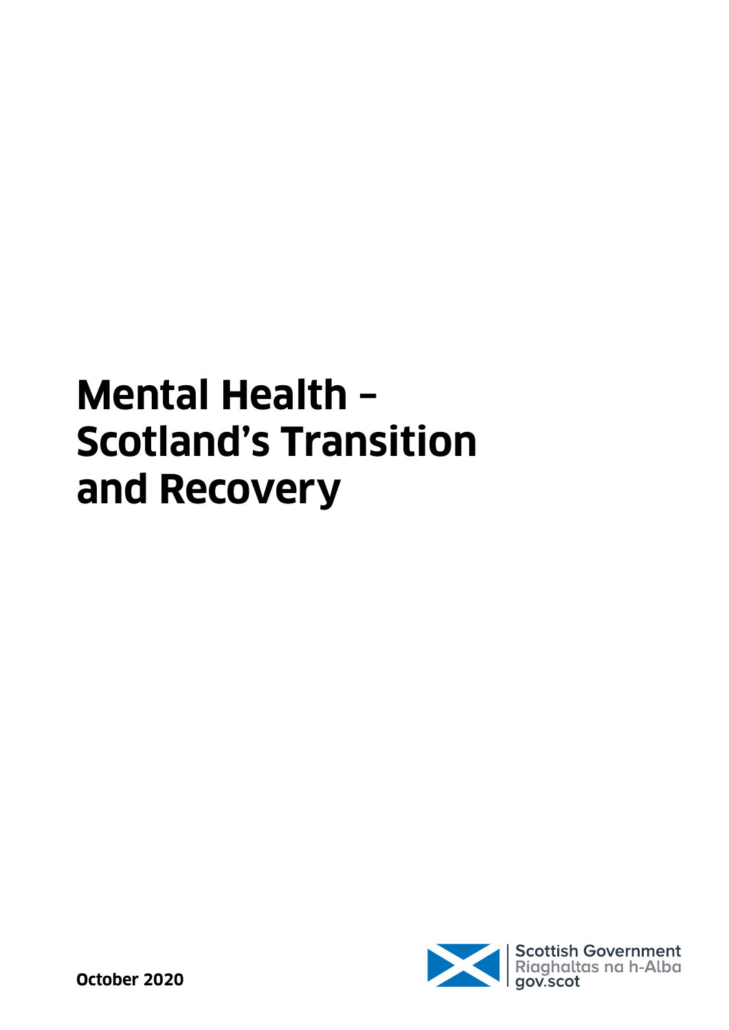# Mental Health – Scotland's Transition and Recovery

**October 2020**

Scottish Government
Riaghaltas na h-Alba
gov.scot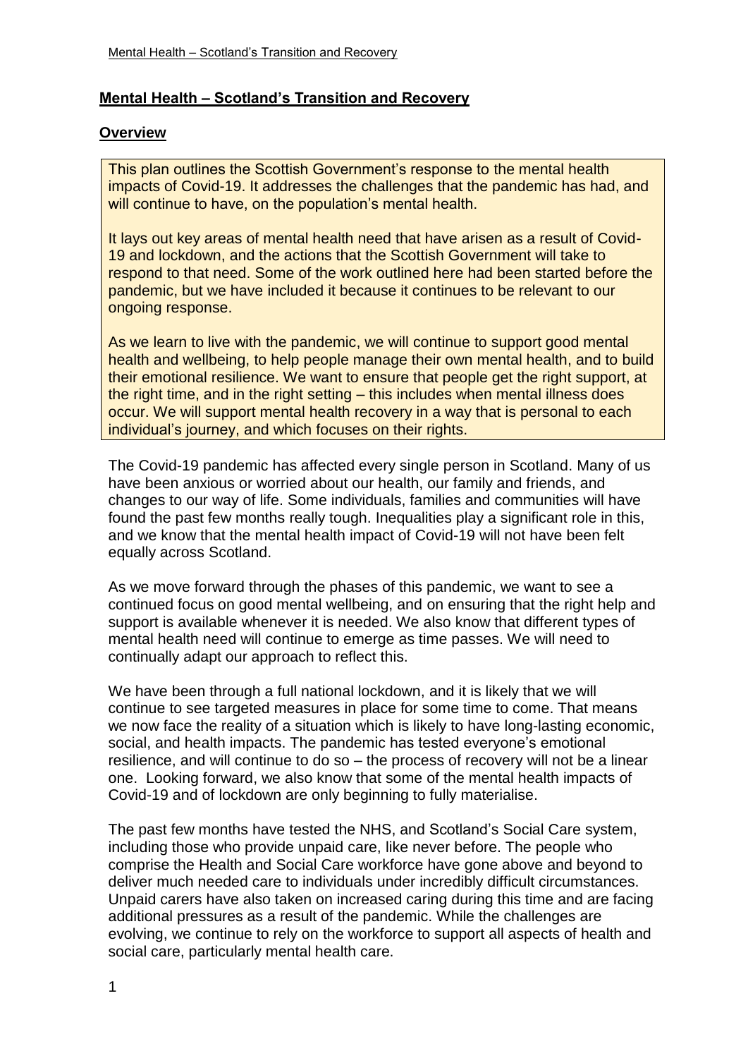# **Mental Health – Scotland's Transition and Recovery**

## **Overview**

This plan outlines the Scottish Government's response to the mental health impacts of Covid-19. It addresses the challenges that the pandemic has had, and will continue to have, on the population's mental health.

It lays out key areas of mental health need that have arisen as a result of Covid-19 and lockdown, and the actions that the Scottish Government will take to respond to that need. Some of the work outlined here had been started before the pandemic, but we have included it because it continues to be relevant to our ongoing response.

As we learn to live with the pandemic, we will continue to support good mental health and wellbeing, to help people manage their own mental health, and to build their emotional resilience. We want to ensure that people get the right support, at the right time, and in the right setting – this includes when mental illness does occur. We will support mental health recovery in a way that is personal to each individual's journey, and which focuses on their rights.

The Covid-19 pandemic has affected every single person in Scotland. Many of us have been anxious or worried about our health, our family and friends, and changes to our way of life. Some individuals, families and communities will have found the past few months really tough. Inequalities play a significant role in this, and we know that the mental health impact of Covid-19 will not have been felt equally across Scotland.

As we move forward through the phases of this pandemic, we want to see a continued focus on good mental wellbeing, and on ensuring that the right help and support is available whenever it is needed. We also know that different types of mental health need will continue to emerge as time passes. We will need to continually adapt our approach to reflect this.

We have been through a full national lockdown, and it is likely that we will continue to see targeted measures in place for some time to come. That means we now face the reality of a situation which is likely to have long-lasting economic, social, and health impacts. The pandemic has tested everyone's emotional resilience, and will continue to do so – the process of recovery will not be a linear one. Looking forward, we also know that some of the mental health impacts of Covid-19 and of lockdown are only beginning to fully materialise.

The past few months have tested the NHS, and Scotland's Social Care system, including those who provide unpaid care, like never before. The people who comprise the Health and Social Care workforce have gone above and beyond to deliver much needed care to individuals under incredibly difficult circumstances. Unpaid carers have also taken on increased caring during this time and are facing additional pressures as a result of the pandemic. While the challenges are evolving, we continue to rely on the workforce to support all aspects of health and social care, particularly mental health care.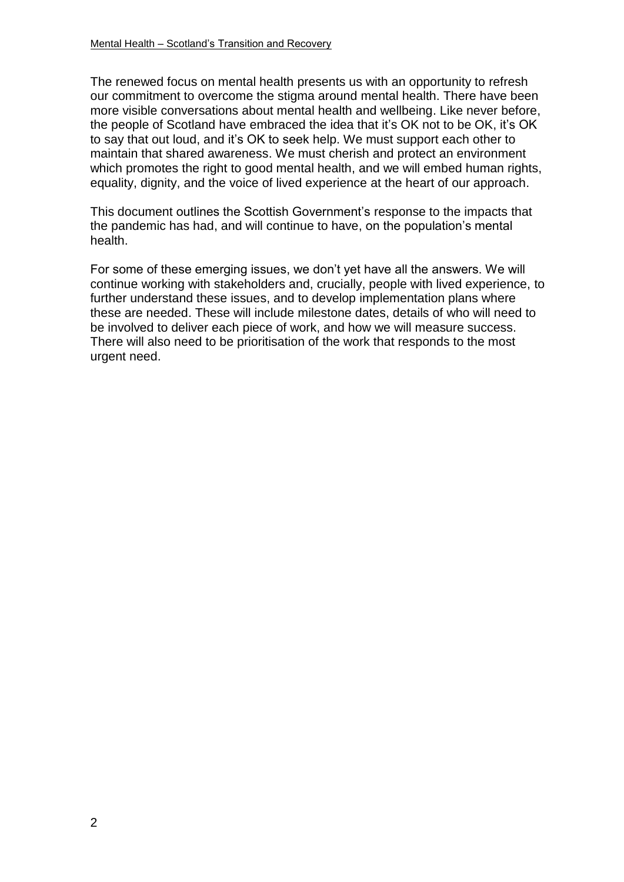The renewed focus on mental health presents us with an opportunity to refresh our commitment to overcome the stigma around mental health. There have been more visible conversations about mental health and wellbeing. Like never before, the people of Scotland have embraced the idea that it's OK not to be OK, it's OK to say that out loud, and it's OK to seek help. We must support each other to maintain that shared awareness. We must cherish and protect an environment which promotes the right to good mental health, and we will embed human rights, equality, dignity, and the voice of lived experience at the heart of our approach.

This document outlines the Scottish Government's response to the impacts that the pandemic has had, and will continue to have, on the population's mental health.

For some of these emerging issues, we don't yet have all the answers. We will continue working with stakeholders and, crucially, people with lived experience, to further understand these issues, and to develop implementation plans where these are needed. These will include milestone dates, details of who will need to be involved to deliver each piece of work, and how we will measure success. There will also need to be prioritisation of the work that responds to the most urgent need.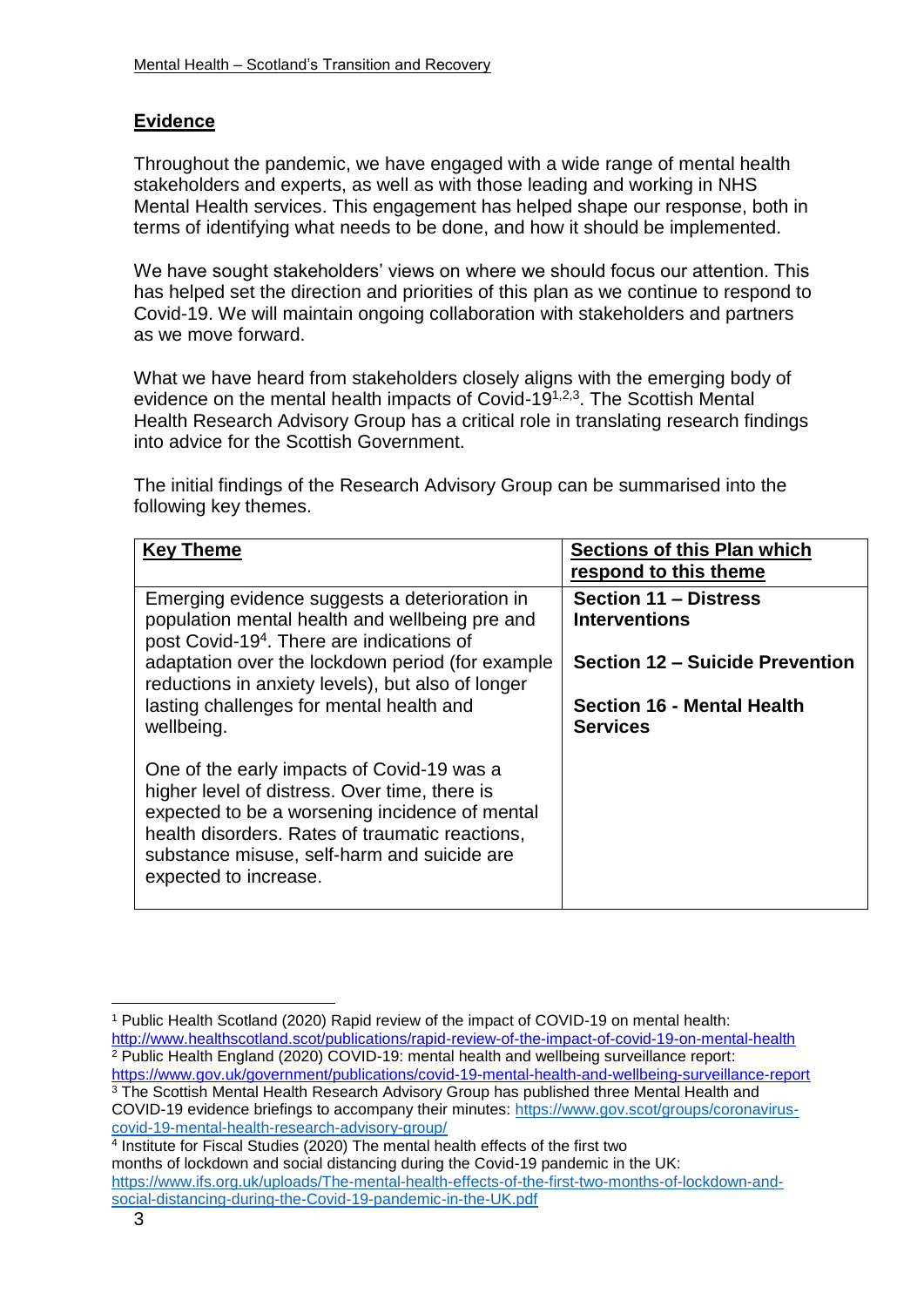## Evidence

Throughout the pandemic, we have engaged with a wide range of mental health stakeholders and experts, as well as with those leading and working in NHS Mental Health services. This engagement has helped shape our response, both in terms of identifying what needs to be done, and how it should be implemented.

We have sought stakeholders' views on where we should focus our attention. This has helped set the direction and priorities of this plan as we continue to respond to Covid-19. We will maintain ongoing collaboration with stakeholders and partners as we move forward.

What we have heard from stakeholders closely aligns with the emerging body of evidence on the mental health impacts of Covid-19[1,2,3]. The Scottish Mental Health Research Advisory Group has a critical role in translating research findings into advice for the Scottish Government.

The initial findings of the Research Advisory Group can be summarised into the following key themes.

| Key Theme | Sections of this Plan which respond to this theme |
|---|---|
| Emerging evidence suggests a deterioration in population mental health and wellbeing pre and post Covid-19[4]. There are indications of adaptation over the lockdown period (for example reductions in anxiety levels), but also of longer lasting challenges for mental health and wellbeing.<br><br>One of the early impacts of Covid-19 was a higher level of distress. Over time, there is expected to be a worsening incidence of mental health disorders. Rates of traumatic reactions, substance misuse, self-harm and suicide are expected to increase. | **Section 11 – Distress Interventions**<br><br>**Section 12 – Suicide Prevention**<br><br>**Section 16 - Mental Health Services** |

[1] Public Health Scotland (2020) Rapid review of the impact of COVID-19 on mental health: http://www.healthscotland.scot/publications/rapid-review-of-the-impact-of-covid-19-on-mental-health

[2] Public Health England (2020) COVID-19: mental health and wellbeing surveillance report: https://www.gov.uk/government/publications/covid-19-mental-health-and-wellbeing-surveillance-report

[3] The Scottish Mental Health Research Advisory Group has published three Mental Health and COVID-19 evidence briefings to accompany their minutes: https://www.gov.scot/groups/coronavirus-covid-19-mental-health-research-advisory-group/

[4] Institute for Fiscal Studies (2020) The mental health effects of the first two months of lockdown and social distancing during the Covid-19 pandemic in the UK: https://www.ifs.org.uk/uploads/The-mental-health-effects-of-the-first-two-months-of-lockdown-and-social-distancing-during-the-Covid-19-pandemic-in-the-UK.pdf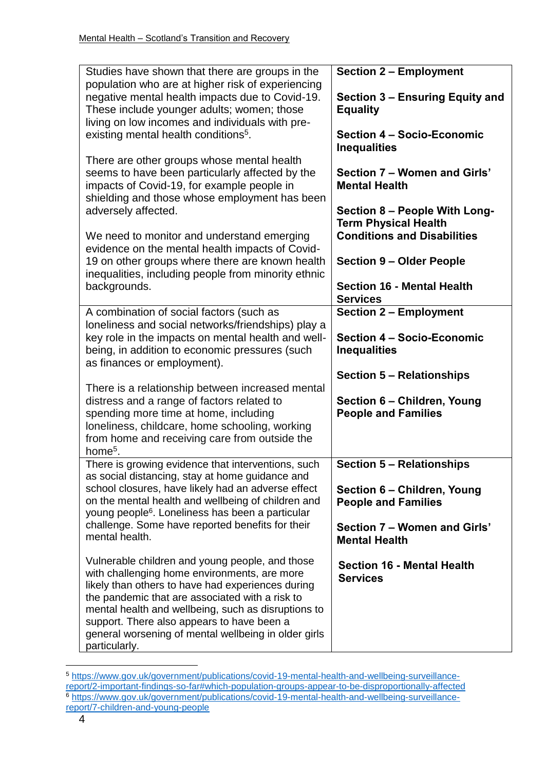| | |
|---|---|
| Studies have shown that there are groups in the population who are at higher risk of experiencing negative mental health impacts due to Covid-19. These include younger adults; women; those living on low incomes and individuals with pre-existing mental health conditions[5].<br><br>There are other groups whose mental health seems to have been particularly affected by the impacts of Covid-19, for example people in shielding and those whose employment has been adversely affected.<br><br>We need to monitor and understand emerging evidence on the mental health impacts of Covid-19 on other groups where there are known health inequalities, including people from minority ethnic backgrounds. | **Section 2 – Employment**<br><br>**Section 3 – Ensuring Equity and Equality**<br><br>**Section 4 – Socio-Economic Inequalities**<br><br>**Section 7 – Women and Girls' Mental Health**<br><br>**Section 8 – People With Long-Term Physical Health Conditions and Disabilities**<br><br>**Section 9 – Older People**<br><br>**Section 16 - Mental Health Services** |
| A combination of social factors (such as loneliness and social networks/friendships) play a key role in the impacts on mental health and well-being, in addition to economic pressures (such as finances or employment).<br><br>There is a relationship between increased mental distress and a range of factors related to spending more time at home, including loneliness, childcare, home schooling, working from home and receiving care from outside the home[5]. | **Section 2 – Employment**<br><br>**Section 4 – Socio-Economic Inequalities**<br><br>**Section 5 – Relationships**<br><br>**Section 6 – Children, Young People and Families** |
| There is growing evidence that interventions, such as social distancing, stay at home guidance and school closures, have likely had an adverse effect on the mental health and wellbeing of children and young people[6]. Loneliness has been a particular challenge. Some have reported benefits for their mental health.<br><br>Vulnerable children and young people, and those with challenging home environments, are more likely than others to have had experiences during the pandemic that are associated with a risk to mental health and wellbeing, such as disruptions to support. There also appears to have been a general worsening of mental wellbeing in older girls particularly. | **Section 5 – Relationships**<br><br>**Section 6 – Children, Young People and Families**<br><br>**Section 7 – Women and Girls' Mental Health**<br><br>**Section 16 - Mental Health Services** |

[5] https://www.gov.uk/government/publications/covid-19-mental-health-and-wellbeing-surveillance-report/2-important-findings-so-far#which-population-groups-appear-to-be-disproportionally-affected

[6] https://www.gov.uk/government/publications/covid-19-mental-health-and-wellbeing-surveillance-report/7-children-and-young-people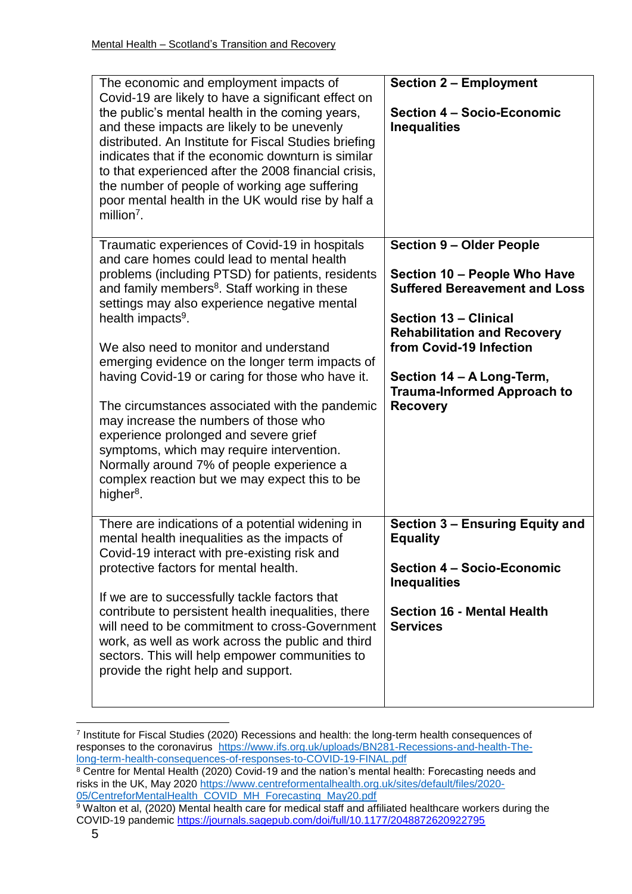| | |
|---|---|
| The economic and employment impacts of Covid-19 are likely to have a significant effect on the public's mental health in the coming years, and these impacts are likely to be unevenly distributed. An Institute for Fiscal Studies briefing indicates that if the economic downturn is similar to that experienced after the 2008 financial crisis, the number of people of working age suffering poor mental health in the UK would rise by half a million[7]. | **Section 2 – Employment**<br><br>**Section 4 – Socio-Economic Inequalities** |
| Traumatic experiences of Covid-19 in hospitals and care homes could lead to mental health problems (including PTSD) for patients, residents and family members[8]. Staff working in these settings may also experience negative mental health impacts[9].<br><br>We also need to monitor and understand emerging evidence on the longer term impacts of having Covid-19 or caring for those who have it.<br><br>The circumstances associated with the pandemic may increase the numbers of those who experience prolonged and severe grief symptoms, which may require intervention. Normally around 7% of people experience a complex reaction but we may expect this to be higher[8]. | **Section 9 – Older People**<br><br>**Section 10 – People Who Have Suffered Bereavement and Loss**<br><br>**Section 13 – Clinical Rehabilitation and Recovery from Covid-19 Infection**<br><br>**Section 14 – A Long-Term, Trauma-Informed Approach to Recovery** |
| There are indications of a potential widening in mental health inequalities as the impacts of Covid-19 interact with pre-existing risk and protective factors for mental health.<br><br>If we are to successfully tackle factors that contribute to persistent health inequalities, there will need to be commitment to cross-Government work, as well as work across the public and third sectors. This will help empower communities to provide the right help and support. | **Section 3 – Ensuring Equity and Equality**<br><br>**Section 4 – Socio-Economic Inequalities**<br><br>**Section 16 - Mental Health Services** |

[7] Institute for Fiscal Studies (2020) Recessions and health: the long-term health consequences of responses to the coronavirus https://www.ifs.org.uk/uploads/BN281-Recessions-and-health-The-long-term-health-consequences-of-responses-to-COVID-19-FINAL.pdf

[8] Centre for Mental Health (2020) Covid-19 and the nation's mental health: Forecasting needs and risks in the UK, May 2020 https://www.centreformentalhealth.org.uk/sites/default/files/2020-05/CentreforMentalHealth_COVID_MH_Forecasting_May20.pdf

[9] Walton et al, (2020) Mental health care for medical staff and affiliated healthcare workers during the COVID-19 pandemic https://journals.sagepub.com/doi/full/10.1177/2048872620922795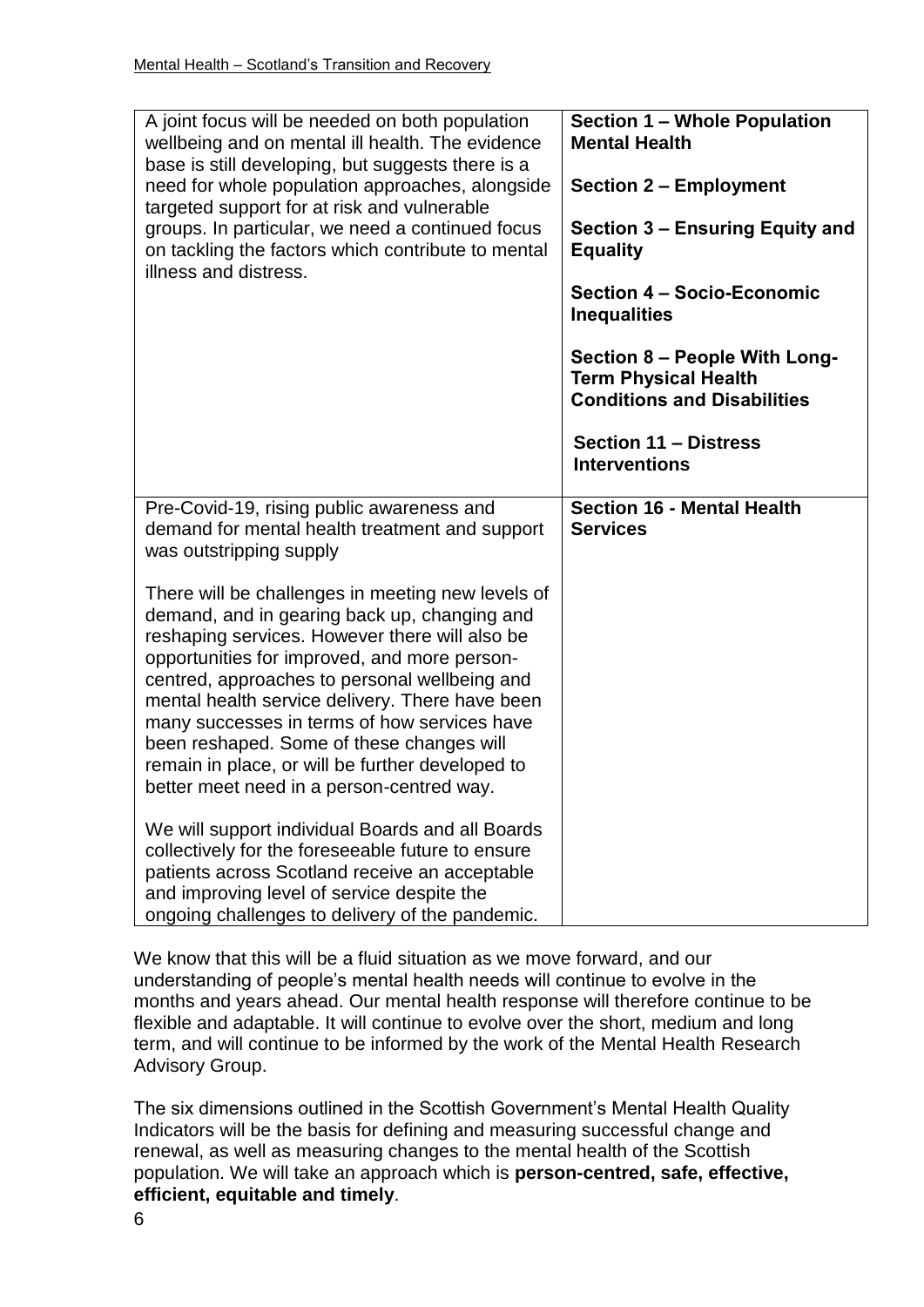| | |
|---|---|
| A joint focus will be needed on both population wellbeing and on mental ill health. The evidence base is still developing, but suggests there is a need for whole population approaches, alongside targeted support for at risk and vulnerable groups. In particular, we need a continued focus on tackling the factors which contribute to mental illness and distress. | **Section 1 – Whole Population Mental Health**<br><br>**Section 2 – Employment**<br><br>**Section 3 – Ensuring Equity and Equality**<br><br>**Section 4 – Socio-Economic Inequalities**<br><br>**Section 8 – People With Long-Term Physical Health Conditions and Disabilities**<br><br>**Section 11 – Distress Interventions** |
| Pre-Covid-19, rising public awareness and demand for mental health treatment and support was outstripping supply<br><br>There will be challenges in meeting new levels of demand, and in gearing back up, changing and reshaping services. However there will also be opportunities for improved, and more person-centred, approaches to personal wellbeing and mental health service delivery. There have been many successes in terms of how services have been reshaped. Some of these changes will remain in place, or will be further developed to better meet need in a person-centred way.<br><br>We will support individual Boards and all Boards collectively for the foreseeable future to ensure patients across Scotland receive an acceptable and improving level of service despite the ongoing challenges to delivery of the pandemic. | **Section 16 - Mental Health Services** |

We know that this will be a fluid situation as we move forward, and our understanding of people's mental health needs will continue to evolve in the months and years ahead. Our mental health response will therefore continue to be flexible and adaptable. It will continue to evolve over the short, medium and long term, and will continue to be informed by the work of the Mental Health Research Advisory Group.

The six dimensions outlined in the Scottish Government's Mental Health Quality Indicators will be the basis for defining and measuring successful change and renewal, as well as measuring changes to the mental health of the Scottish population. We will take an approach which is **person-centred, safe, effective, efficient, equitable and timely**.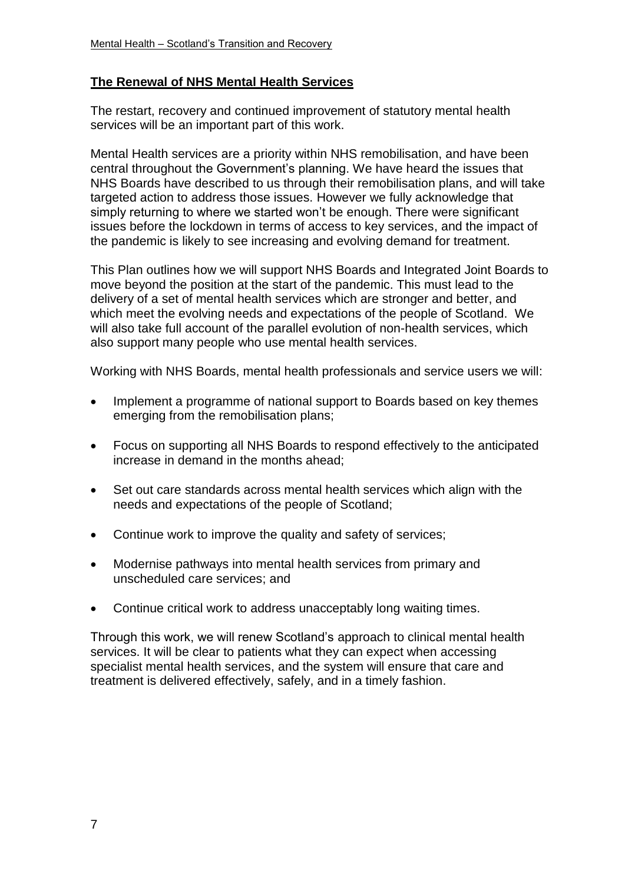## The Renewal of NHS Mental Health Services

The restart, recovery and continued improvement of statutory mental health services will be an important part of this work.

Mental Health services are a priority within NHS remobilisation, and have been central throughout the Government's planning. We have heard the issues that NHS Boards have described to us through their remobilisation plans, and will take targeted action to address those issues. However we fully acknowledge that simply returning to where we started won't be enough. There were significant issues before the lockdown in terms of access to key services, and the impact of the pandemic is likely to see increasing and evolving demand for treatment.

This Plan outlines how we will support NHS Boards and Integrated Joint Boards to move beyond the position at the start of the pandemic. This must lead to the delivery of a set of mental health services which are stronger and better, and which meet the evolving needs and expectations of the people of Scotland. We will also take full account of the parallel evolution of non-health services, which also support many people who use mental health services.

Working with NHS Boards, mental health professionals and service users we will:

- Implement a programme of national support to Boards based on key themes emerging from the remobilisation plans;
- Focus on supporting all NHS Boards to respond effectively to the anticipated increase in demand in the months ahead;
- Set out care standards across mental health services which align with the needs and expectations of the people of Scotland;
- Continue work to improve the quality and safety of services;
- Modernise pathways into mental health services from primary and unscheduled care services; and
- Continue critical work to address unacceptably long waiting times.

Through this work, we will renew Scotland's approach to clinical mental health services. It will be clear to patients what they can expect when accessing specialist mental health services, and the system will ensure that care and treatment is delivered effectively, safely, and in a timely fashion.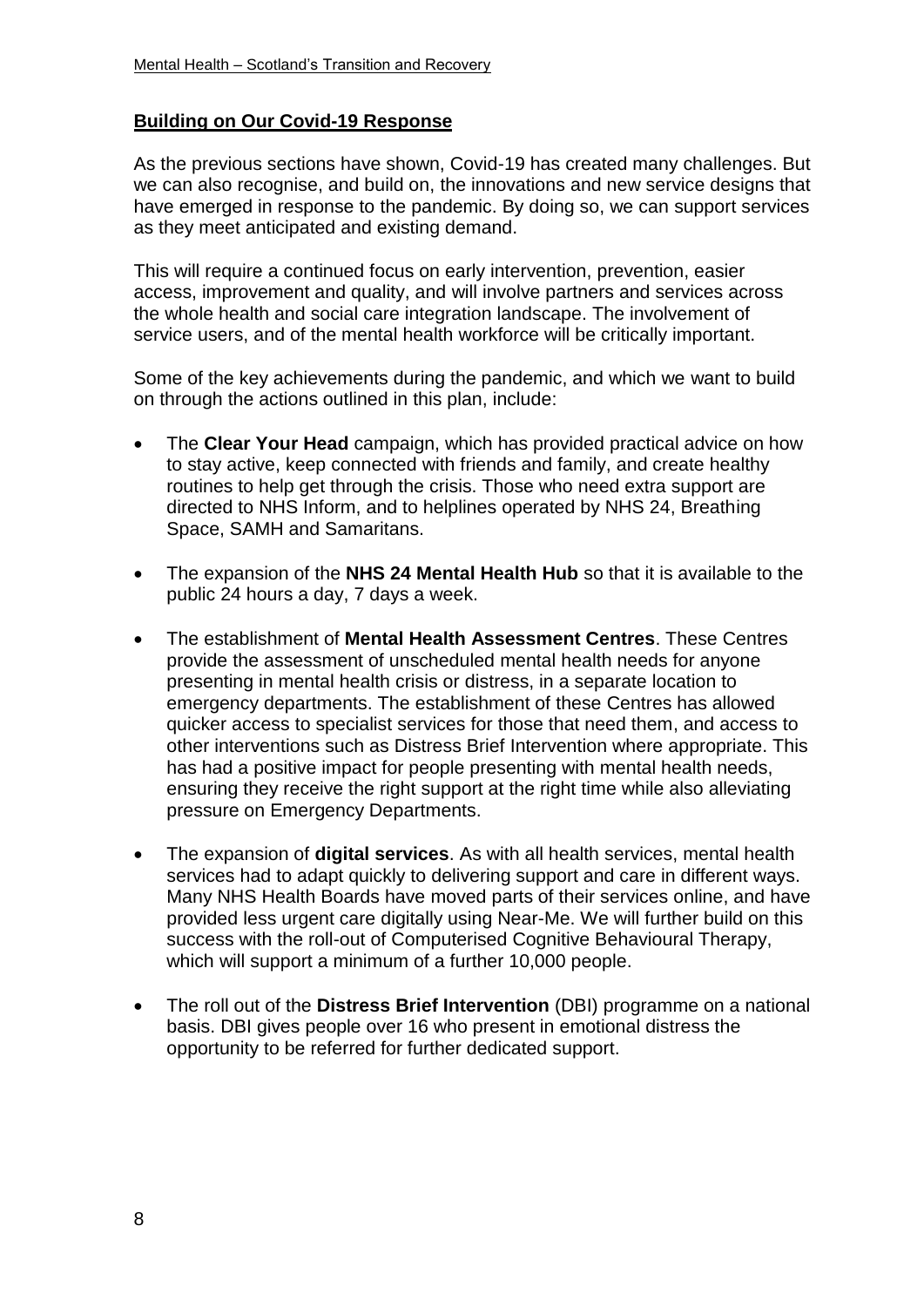## **Building on Our Covid-19 Response**

As the previous sections have shown, Covid-19 has created many challenges. But we can also recognise, and build on, the innovations and new service designs that have emerged in response to the pandemic. By doing so, we can support services as they meet anticipated and existing demand.

This will require a continued focus on early intervention, prevention, easier access, improvement and quality, and will involve partners and services across the whole health and social care integration landscape. The involvement of service users, and of the mental health workforce will be critically important.

Some of the key achievements during the pandemic, and which we want to build on through the actions outlined in this plan, include:

- The **Clear Your Head** campaign, which has provided practical advice on how to stay active, keep connected with friends and family, and create healthy routines to help get through the crisis. Those who need extra support are directed to NHS Inform, and to helplines operated by NHS 24, Breathing Space, SAMH and Samaritans.
- The expansion of the **NHS 24 Mental Health Hub** so that it is available to the public 24 hours a day, 7 days a week.
- The establishment of **Mental Health Assessment Centres**. These Centres provide the assessment of unscheduled mental health needs for anyone presenting in mental health crisis or distress, in a separate location to emergency departments. The establishment of these Centres has allowed quicker access to specialist services for those that need them, and access to other interventions such as Distress Brief Intervention where appropriate. This has had a positive impact for people presenting with mental health needs, ensuring they receive the right support at the right time while also alleviating pressure on Emergency Departments.
- The expansion of **digital services**. As with all health services, mental health services had to adapt quickly to delivering support and care in different ways. Many NHS Health Boards have moved parts of their services online, and have provided less urgent care digitally using Near-Me. We will further build on this success with the roll-out of Computerised Cognitive Behavioural Therapy, which will support a minimum of a further 10,000 people.
- The roll out of the **Distress Brief Intervention** (DBI) programme on a national basis. DBI gives people over 16 who present in emotional distress the opportunity to be referred for further dedicated support.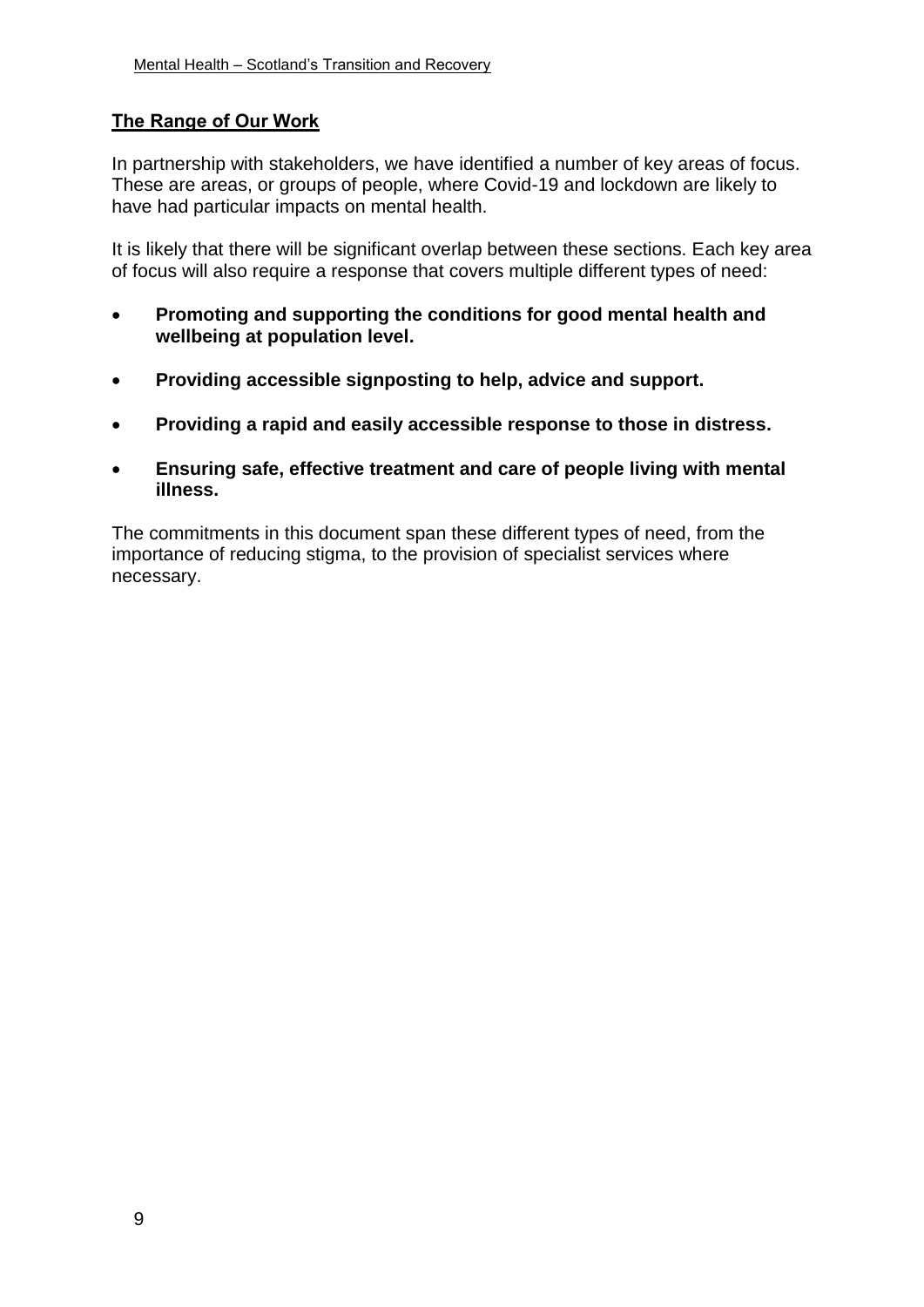## The Range of Our Work

In partnership with stakeholders, we have identified a number of key areas of focus. These are areas, or groups of people, where Covid-19 and lockdown are likely to have had particular impacts on mental health.

It is likely that there will be significant overlap between these sections. Each key area of focus will also require a response that covers multiple different types of need:

- **Promoting and supporting the conditions for good mental health and wellbeing at population level.**
- **Providing accessible signposting to help, advice and support.**
- **Providing a rapid and easily accessible response to those in distress.**
- **Ensuring safe, effective treatment and care of people living with mental illness.**

The commitments in this document span these different types of need, from the importance of reducing stigma, to the provision of specialist services where necessary.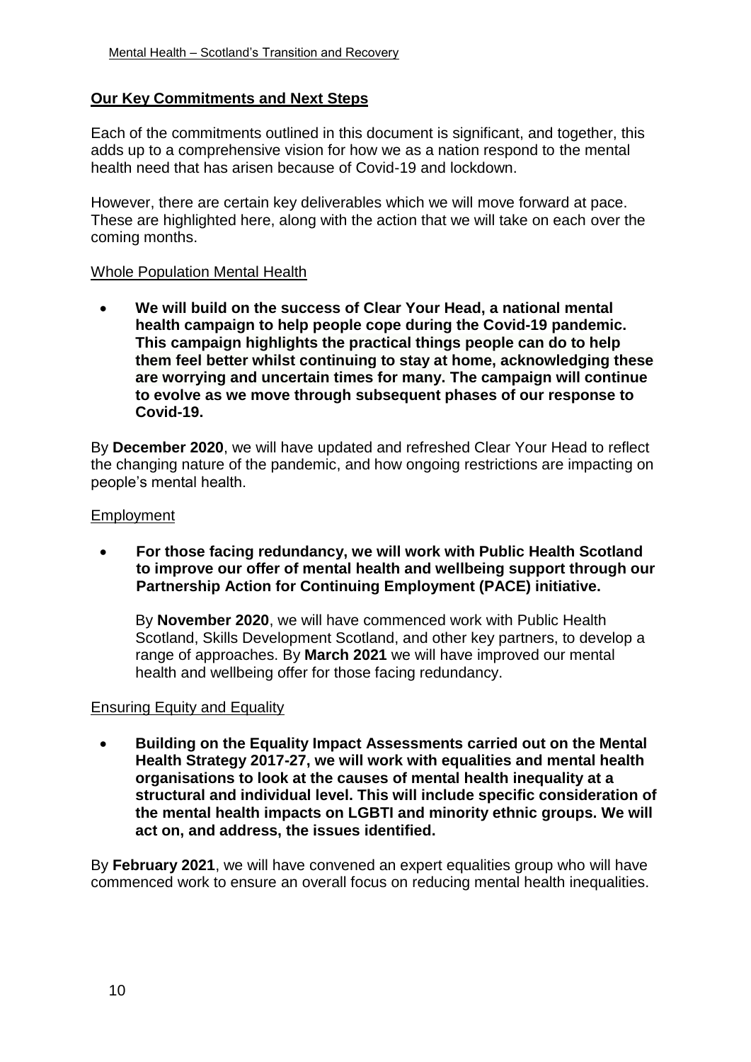## Our Key Commitments and Next Steps

Each of the commitments outlined in this document is significant, and together, this adds up to a comprehensive vision for how we as a nation respond to the mental health need that has arisen because of Covid-19 and lockdown.

However, there are certain key deliverables which we will move forward at pace. These are highlighted here, along with the action that we will take on each over the coming months.

### Whole Population Mental Health

- **We will build on the success of Clear Your Head, a national mental health campaign to help people cope during the Covid-19 pandemic. This campaign highlights the practical things people can do to help them feel better whilst continuing to stay at home, acknowledging these are worrying and uncertain times for many. The campaign will continue to evolve as we move through subsequent phases of our response to Covid-19.**

By **December 2020**, we will have updated and refreshed Clear Your Head to reflect the changing nature of the pandemic, and how ongoing restrictions are impacting on people's mental health.

### Employment

- **For those facing redundancy, we will work with Public Health Scotland to improve our offer of mental health and wellbeing support through our Partnership Action for Continuing Employment (PACE) initiative.**

  By **November 2020**, we will have commenced work with Public Health Scotland, Skills Development Scotland, and other key partners, to develop a range of approaches. By **March 2021** we will have improved our mental health and wellbeing offer for those facing redundancy.

### Ensuring Equity and Equality

- **Building on the Equality Impact Assessments carried out on the Mental Health Strategy 2017-27, we will work with equalities and mental health organisations to look at the causes of mental health inequality at a structural and individual level. This will include specific consideration of the mental health impacts on LGBTI and minority ethnic groups. We will act on, and address, the issues identified.**

By **February 2021**, we will have convened an expert equalities group who will have commenced work to ensure an overall focus on reducing mental health inequalities.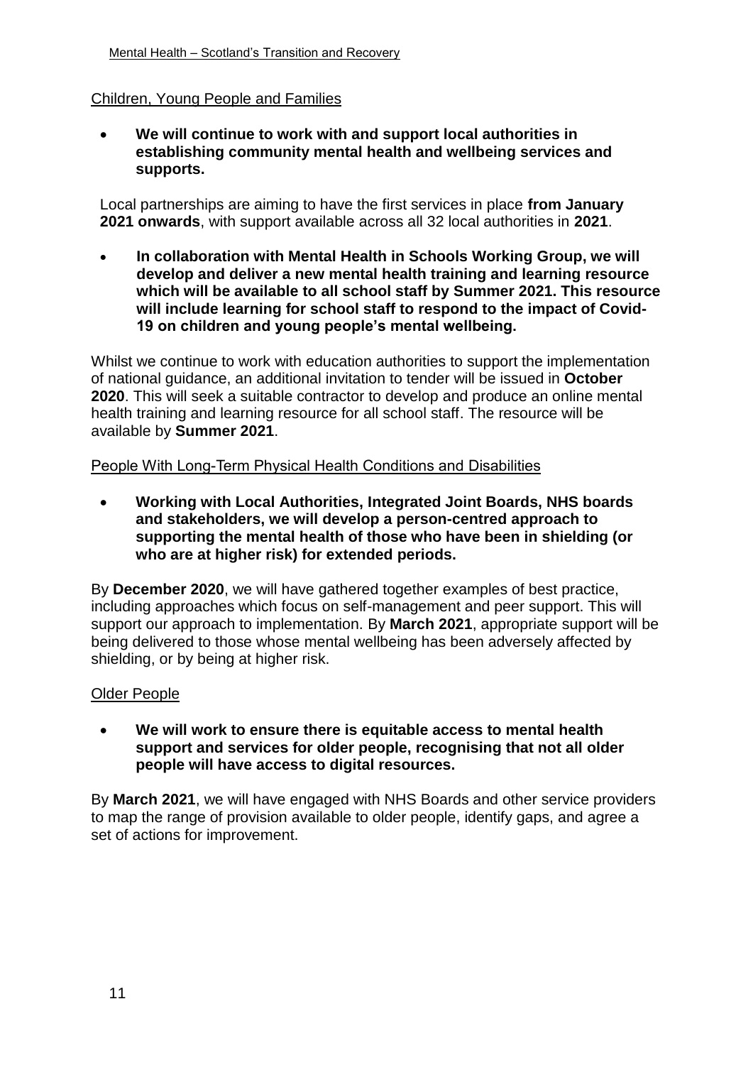## Children, Young People and Families

- **We will continue to work with and support local authorities in establishing community mental health and wellbeing services and supports.**

Local partnerships are aiming to have the first services in place **from January 2021 onwards**, with support available across all 32 local authorities in **2021**.

- **In collaboration with Mental Health in Schools Working Group, we will develop and deliver a new mental health training and learning resource which will be available to all school staff by Summer 2021. This resource will include learning for school staff to respond to the impact of Covid-19 on children and young people's mental wellbeing.**

Whilst we continue to work with education authorities to support the implementation of national guidance, an additional invitation to tender will be issued in **October 2020**. This will seek a suitable contractor to develop and produce an online mental health training and learning resource for all school staff. The resource will be available by **Summer 2021**.

## People With Long-Term Physical Health Conditions and Disabilities

- **Working with Local Authorities, Integrated Joint Boards, NHS boards and stakeholders, we will develop a person-centred approach to supporting the mental health of those who have been in shielding (or who are at higher risk) for extended periods.**

By **December 2020**, we will have gathered together examples of best practice, including approaches which focus on self-management and peer support. This will support our approach to implementation. By **March 2021**, appropriate support will be being delivered to those whose mental wellbeing has been adversely affected by shielding, or by being at higher risk.

## Older People

- **We will work to ensure there is equitable access to mental health support and services for older people, recognising that not all older people will have access to digital resources.**

By **March 2021**, we will have engaged with NHS Boards and other service providers to map the range of provision available to older people, identify gaps, and agree a set of actions for improvement.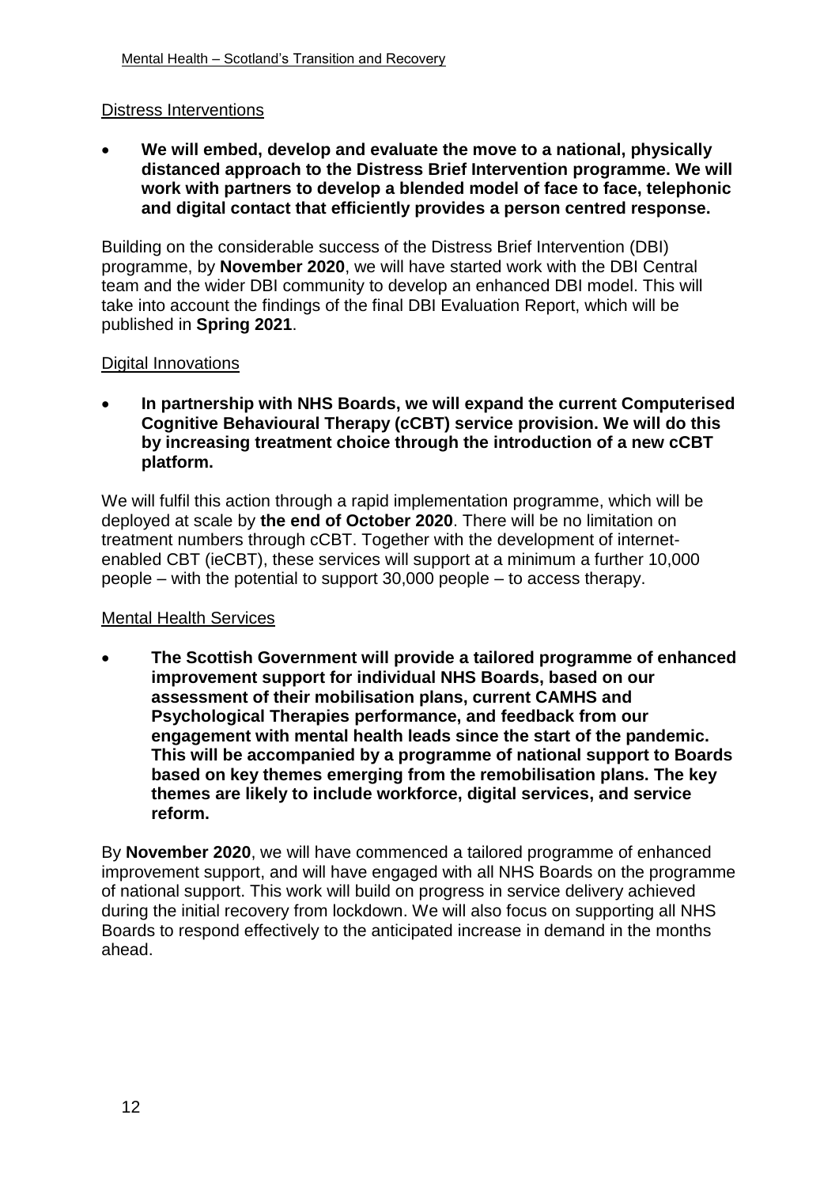Distress Interventions

- **We will embed, develop and evaluate the move to a national, physically distanced approach to the Distress Brief Intervention programme. We will work with partners to develop a blended model of face to face, telephonic and digital contact that efficiently provides a person centred response.**

Building on the considerable success of the Distress Brief Intervention (DBI) programme, by **November 2020**, we will have started work with the DBI Central team and the wider DBI community to develop an enhanced DBI model. This will take into account the findings of the final DBI Evaluation Report, which will be published in **Spring 2021**.

Digital Innovations

- **In partnership with NHS Boards, we will expand the current Computerised Cognitive Behavioural Therapy (cCBT) service provision. We will do this by increasing treatment choice through the introduction of a new cCBT platform.**

We will fulfil this action through a rapid implementation programme, which will be deployed at scale by **the end of October 2020**. There will be no limitation on treatment numbers through cCBT. Together with the development of internet-enabled CBT (ieCBT), these services will support at a minimum a further 10,000 people – with the potential to support 30,000 people – to access therapy.

Mental Health Services

- **The Scottish Government will provide a tailored programme of enhanced improvement support for individual NHS Boards, based on our assessment of their mobilisation plans, current CAMHS and Psychological Therapies performance, and feedback from our engagement with mental health leads since the start of the pandemic. This will be accompanied by a programme of national support to Boards based on key themes emerging from the remobilisation plans. The key themes are likely to include workforce, digital services, and service reform.**

By **November 2020**, we will have commenced a tailored programme of enhanced improvement support, and will have engaged with all NHS Boards on the programme of national support. This work will build on progress in service delivery achieved during the initial recovery from lockdown. We will also focus on supporting all NHS Boards to respond effectively to the anticipated increase in demand in the months ahead.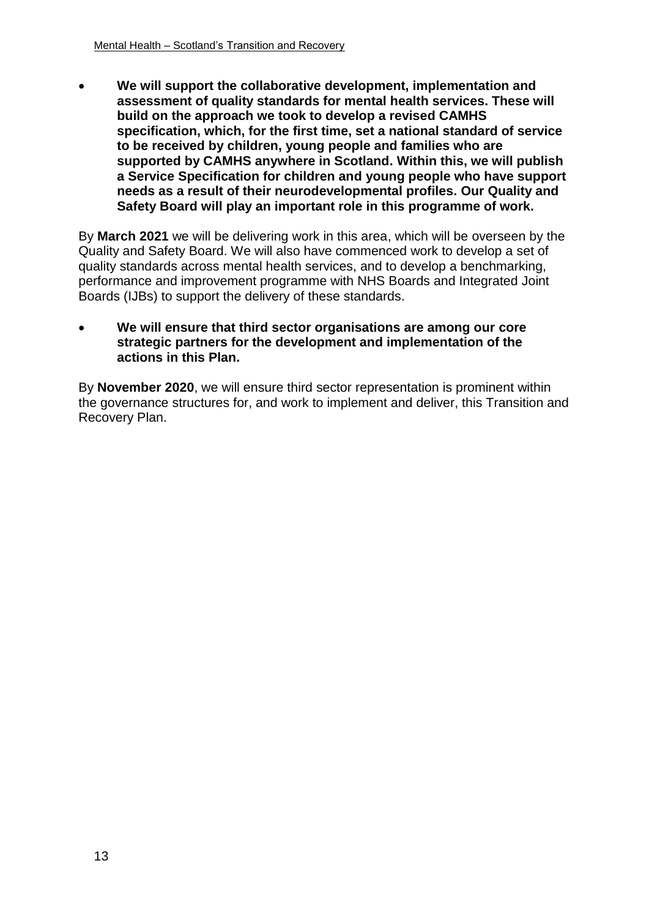- **We will support the collaborative development, implementation and assessment of quality standards for mental health services. These will build on the approach we took to develop a revised CAMHS specification, which, for the first time, set a national standard of service to be received by children, young people and families who are supported by CAMHS anywhere in Scotland. Within this, we will publish a Service Specification for children and young people who have support needs as a result of their neurodevelopmental profiles. Our Quality and Safety Board will play an important role in this programme of work.**

By **March 2021** we will be delivering work in this area, which will be overseen by the Quality and Safety Board. We will also have commenced work to develop a set of quality standards across mental health services, and to develop a benchmarking, performance and improvement programme with NHS Boards and Integrated Joint Boards (IJBs) to support the delivery of these standards.

- **We will ensure that third sector organisations are among our core strategic partners for the development and implementation of the actions in this Plan.**

By **November 2020**, we will ensure third sector representation is prominent within the governance structures for, and work to implement and deliver, this Transition and Recovery Plan.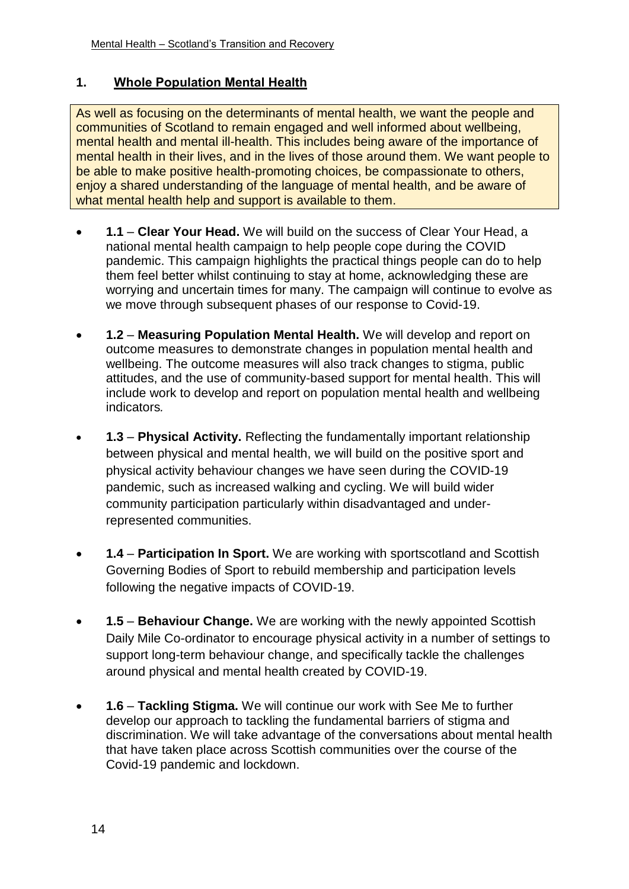## 1. Whole Population Mental Health

As well as focusing on the determinants of mental health, we want the people and communities of Scotland to remain engaged and well informed about wellbeing, mental health and mental ill-health. This includes being aware of the importance of mental health in their lives, and in the lives of those around them. We want people to be able to make positive health-promoting choices, be compassionate to others, enjoy a shared understanding of the language of mental health, and be aware of what mental health help and support is available to them.

- **1.1** – **Clear Your Head.** We will build on the success of Clear Your Head, a national mental health campaign to help people cope during the COVID pandemic. This campaign highlights the practical things people can do to help them feel better whilst continuing to stay at home, acknowledging these are worrying and uncertain times for many. The campaign will continue to evolve as we move through subsequent phases of our response to Covid-19.

- **1.2** – **Measuring Population Mental Health.** We will develop and report on outcome measures to demonstrate changes in population mental health and wellbeing. The outcome measures will also track changes to stigma, public attitudes, and the use of community-based support for mental health. This will include work to develop and report on population mental health and wellbeing indicators.

- **1.3** – **Physical Activity.** Reflecting the fundamentally important relationship between physical and mental health, we will build on the positive sport and physical activity behaviour changes we have seen during the COVID-19 pandemic, such as increased walking and cycling. We will build wider community participation particularly within disadvantaged and under-represented communities.

- **1.4** – **Participation In Sport.** We are working with sportscotland and Scottish Governing Bodies of Sport to rebuild membership and participation levels following the negative impacts of COVID-19.

- **1.5** – **Behaviour Change.** We are working with the newly appointed Scottish Daily Mile Co-ordinator to encourage physical activity in a number of settings to support long-term behaviour change, and specifically tackle the challenges around physical and mental health created by COVID-19.

- **1.6** – **Tackling Stigma.** We will continue our work with See Me to further develop our approach to tackling the fundamental barriers of stigma and discrimination. We will take advantage of the conversations about mental health that have taken place across Scottish communities over the course of the Covid-19 pandemic and lockdown.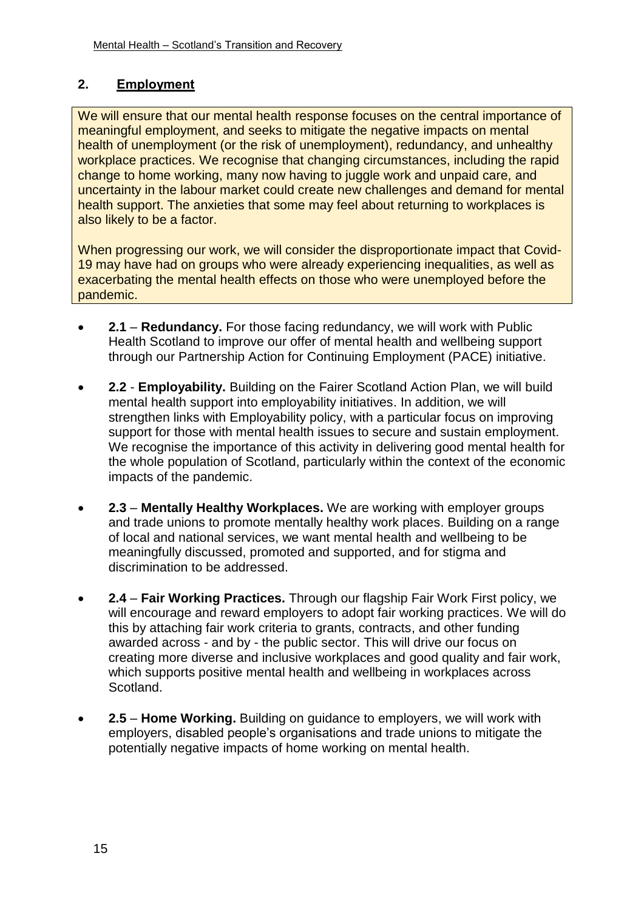## 2. Employment

We will ensure that our mental health response focuses on the central importance of meaningful employment, and seeks to mitigate the negative impacts on mental health of unemployment (or the risk of unemployment), redundancy, and unhealthy workplace practices. We recognise that changing circumstances, including the rapid change to home working, many now having to juggle work and unpaid care, and uncertainty in the labour market could create new challenges and demand for mental health support. The anxieties that some may feel about returning to workplaces is also likely to be a factor.

When progressing our work, we will consider the disproportionate impact that Covid-19 may have had on groups who were already experiencing inequalities, as well as exacerbating the mental health effects on those who were unemployed before the pandemic.

- **2.1** – **Redundancy.** For those facing redundancy, we will work with Public Health Scotland to improve our offer of mental health and wellbeing support through our Partnership Action for Continuing Employment (PACE) initiative.

- **2.2** - **Employability.** Building on the Fairer Scotland Action Plan, we will build mental health support into employability initiatives. In addition, we will strengthen links with Employability policy, with a particular focus on improving support for those with mental health issues to secure and sustain employment. We recognise the importance of this activity in delivering good mental health for the whole population of Scotland, particularly within the context of the economic impacts of the pandemic.

- **2.3** – **Mentally Healthy Workplaces.** We are working with employer groups and trade unions to promote mentally healthy work places. Building on a range of local and national services, we want mental health and wellbeing to be meaningfully discussed, promoted and supported, and for stigma and discrimination to be addressed.

- **2.4** – **Fair Working Practices.** Through our flagship Fair Work First policy, we will encourage and reward employers to adopt fair working practices. We will do this by attaching fair work criteria to grants, contracts, and other funding awarded across - and by - the public sector. This will drive our focus on creating more diverse and inclusive workplaces and good quality and fair work, which supports positive mental health and wellbeing in workplaces across Scotland.

- **2.5** – **Home Working.** Building on guidance to employers, we will work with employers, disabled people's organisations and trade unions to mitigate the potentially negative impacts of home working on mental health.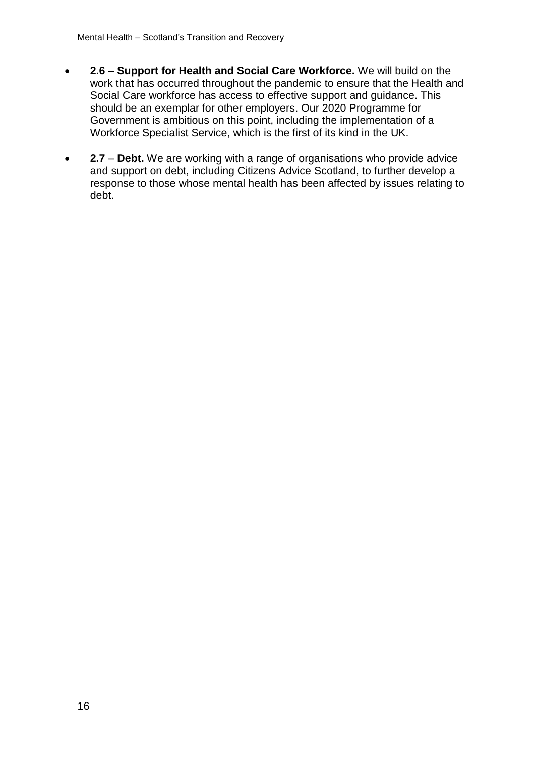- **2.6** – **Support for Health and Social Care Workforce.** We will build on the work that has occurred throughout the pandemic to ensure that the Health and Social Care workforce has access to effective support and guidance. This should be an exemplar for other employers. Our 2020 Programme for Government is ambitious on this point, including the implementation of a Workforce Specialist Service, which is the first of its kind in the UK.

- **2.7** – **Debt.** We are working with a range of organisations who provide advice and support on debt, including Citizens Advice Scotland, to further develop a response to those whose mental health has been affected by issues relating to debt.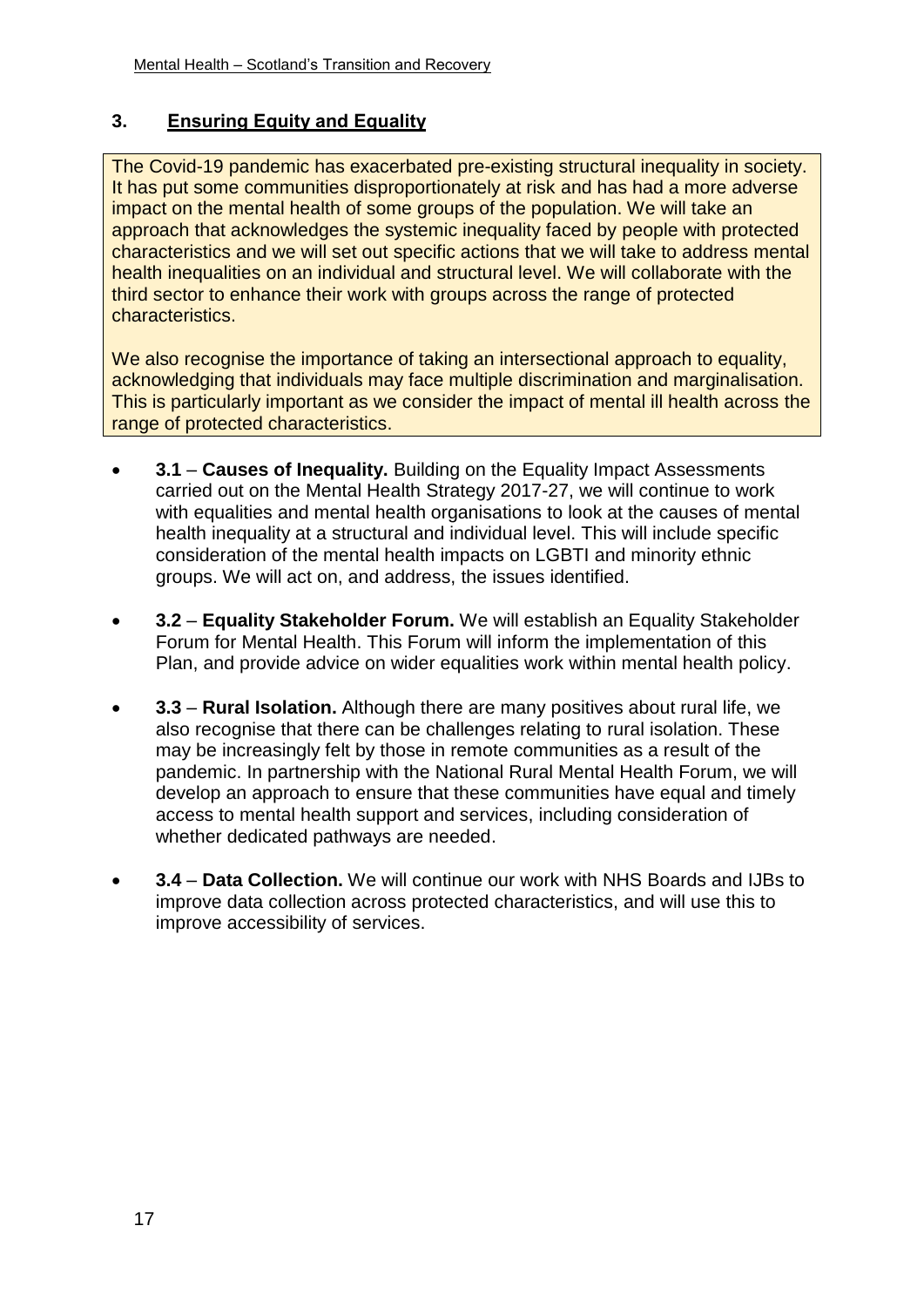## 3. Ensuring Equity and Equality

The Covid-19 pandemic has exacerbated pre-existing structural inequality in society. It has put some communities disproportionately at risk and has had a more adverse impact on the mental health of some groups of the population. We will take an approach that acknowledges the systemic inequality faced by people with protected characteristics and we will set out specific actions that we will take to address mental health inequalities on an individual and structural level. We will collaborate with the third sector to enhance their work with groups across the range of protected characteristics.

We also recognise the importance of taking an intersectional approach to equality, acknowledging that individuals may face multiple discrimination and marginalisation. This is particularly important as we consider the impact of mental ill health across the range of protected characteristics.

- **3.1** – **Causes of Inequality.** Building on the Equality Impact Assessments carried out on the Mental Health Strategy 2017-27, we will continue to work with equalities and mental health organisations to look at the causes of mental health inequality at a structural and individual level. This will include specific consideration of the mental health impacts on LGBTI and minority ethnic groups. We will act on, and address, the issues identified.

- **3.2** – **Equality Stakeholder Forum.** We will establish an Equality Stakeholder Forum for Mental Health. This Forum will inform the implementation of this Plan, and provide advice on wider equalities work within mental health policy.

- **3.3** – **Rural Isolation.** Although there are many positives about rural life, we also recognise that there can be challenges relating to rural isolation. These may be increasingly felt by those in remote communities as a result of the pandemic. In partnership with the National Rural Mental Health Forum, we will develop an approach to ensure that these communities have equal and timely access to mental health support and services, including consideration of whether dedicated pathways are needed.

- **3.4** – **Data Collection.** We will continue our work with NHS Boards and IJBs to improve data collection across protected characteristics, and will use this to improve accessibility of services.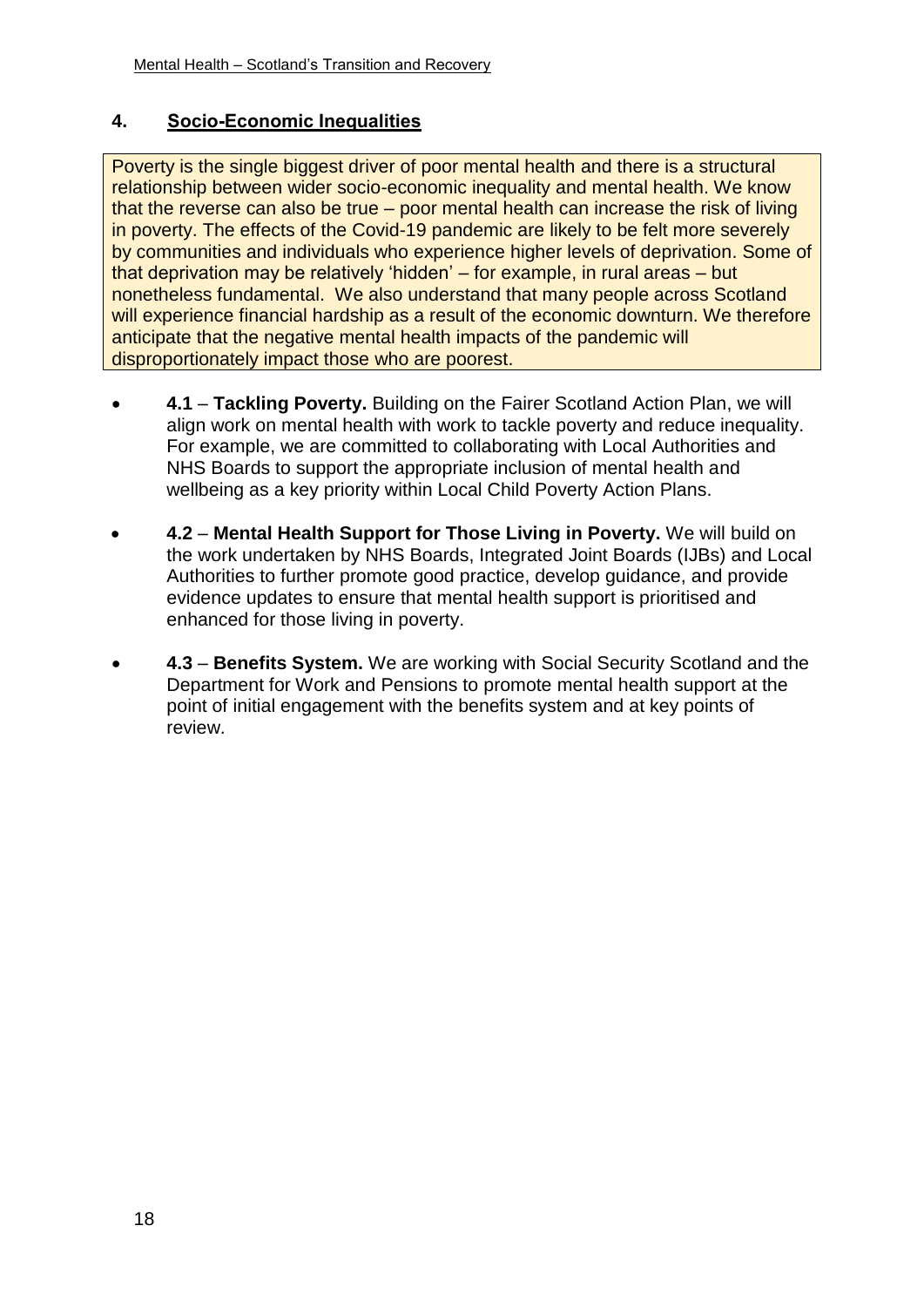## 4. Socio-Economic Inequalities

Poverty is the single biggest driver of poor mental health and there is a structural relationship between wider socio-economic inequality and mental health. We know that the reverse can also be true – poor mental health can increase the risk of living in poverty. The effects of the Covid-19 pandemic are likely to be felt more severely by communities and individuals who experience higher levels of deprivation. Some of that deprivation may be relatively 'hidden' – for example, in rural areas – but nonetheless fundamental. We also understand that many people across Scotland will experience financial hardship as a result of the economic downturn. We therefore anticipate that the negative mental health impacts of the pandemic will disproportionately impact those who are poorest.

- **4.1** – **Tackling Poverty.** Building on the Fairer Scotland Action Plan, we will align work on mental health with work to tackle poverty and reduce inequality. For example, we are committed to collaborating with Local Authorities and NHS Boards to support the appropriate inclusion of mental health and wellbeing as a key priority within Local Child Poverty Action Plans.
- **4.2** – **Mental Health Support for Those Living in Poverty.** We will build on the work undertaken by NHS Boards, Integrated Joint Boards (IJBs) and Local Authorities to further promote good practice, develop guidance, and provide evidence updates to ensure that mental health support is prioritised and enhanced for those living in poverty.
- **4.3** – **Benefits System.** We are working with Social Security Scotland and the Department for Work and Pensions to promote mental health support at the point of initial engagement with the benefits system and at key points of review.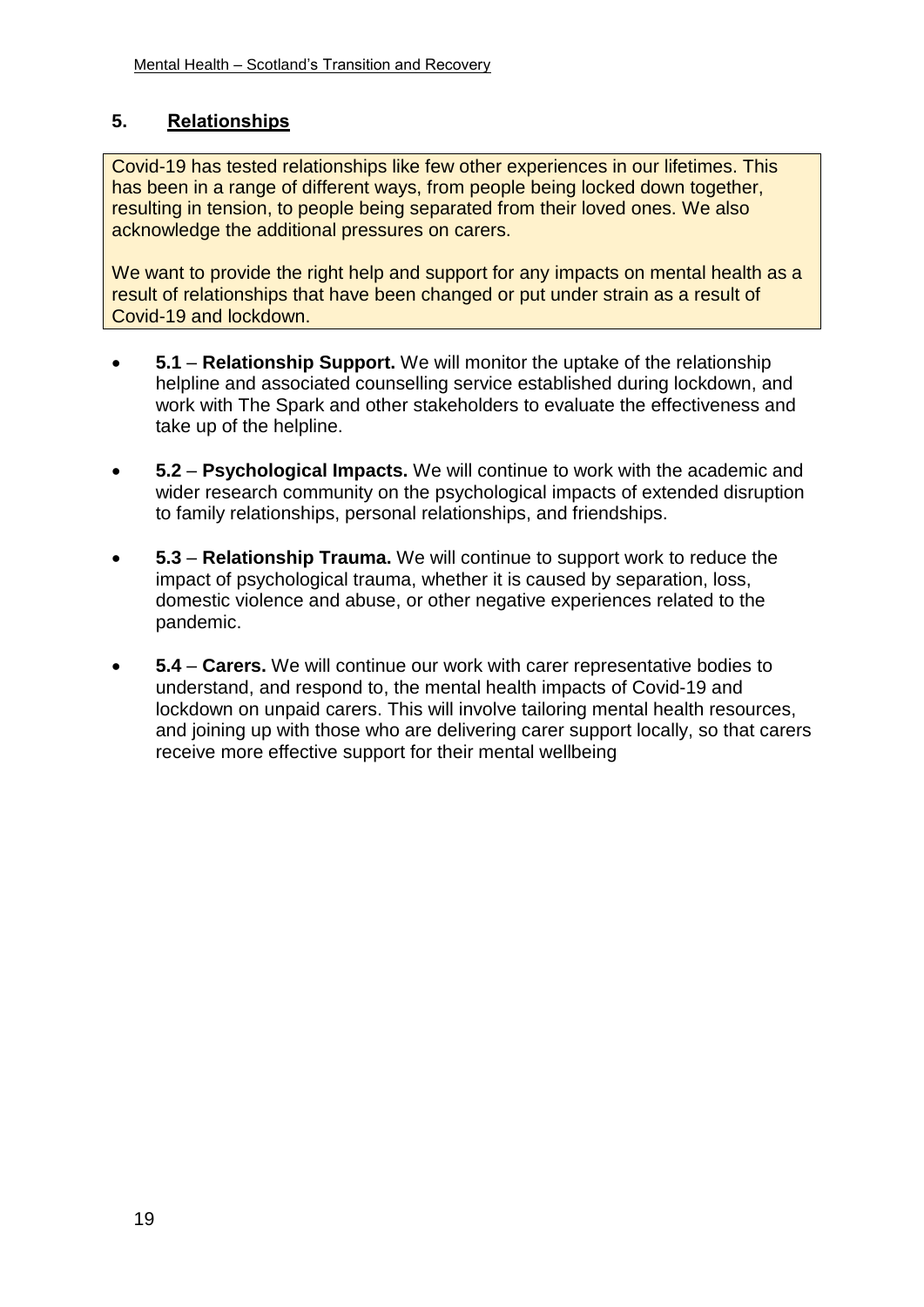## 5. Relationships

Covid-19 has tested relationships like few other experiences in our lifetimes. This has been in a range of different ways, from people being locked down together, resulting in tension, to people being separated from their loved ones. We also acknowledge the additional pressures on carers.

We want to provide the right help and support for any impacts on mental health as a result of relationships that have been changed or put under strain as a result of Covid-19 and lockdown.

- **5.1** – **Relationship Support.** We will monitor the uptake of the relationship helpline and associated counselling service established during lockdown, and work with The Spark and other stakeholders to evaluate the effectiveness and take up of the helpline.
- **5.2** – **Psychological Impacts.** We will continue to work with the academic and wider research community on the psychological impacts of extended disruption to family relationships, personal relationships, and friendships.
- **5.3** – **Relationship Trauma.** We will continue to support work to reduce the impact of psychological trauma, whether it is caused by separation, loss, domestic violence and abuse, or other negative experiences related to the pandemic.
- **5.4** – **Carers.** We will continue our work with carer representative bodies to understand, and respond to, the mental health impacts of Covid-19 and lockdown on unpaid carers. This will involve tailoring mental health resources, and joining up with those who are delivering carer support locally, so that carers receive more effective support for their mental wellbeing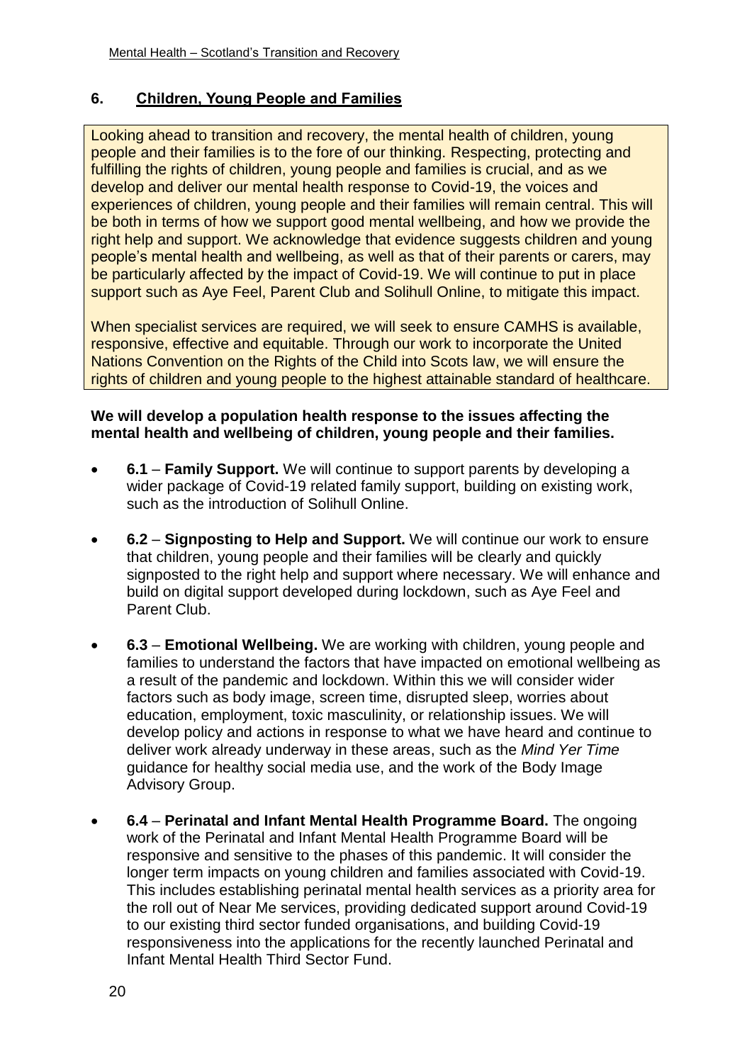## 6. Children, Young People and Families

Looking ahead to transition and recovery, the mental health of children, young people and their families is to the fore of our thinking. Respecting, protecting and fulfilling the rights of children, young people and families is crucial, and as we develop and deliver our mental health response to Covid-19, the voices and experiences of children, young people and their families will remain central. This will be both in terms of how we support good mental wellbeing, and how we provide the right help and support. We acknowledge that evidence suggests children and young people's mental health and wellbeing, as well as that of their parents or carers, may be particularly affected by the impact of Covid-19. We will continue to put in place support such as Aye Feel, Parent Club and Solihull Online, to mitigate this impact.

When specialist services are required, we will seek to ensure CAMHS is available, responsive, effective and equitable. Through our work to incorporate the United Nations Convention on the Rights of the Child into Scots law, we will ensure the rights of children and young people to the highest attainable standard of healthcare.

**We will develop a population health response to the issues affecting the mental health and wellbeing of children, young people and their families.**

- **6.1** – **Family Support.** We will continue to support parents by developing a wider package of Covid-19 related family support, building on existing work, such as the introduction of Solihull Online.
- **6.2** – **Signposting to Help and Support.** We will continue our work to ensure that children, young people and their families will be clearly and quickly signposted to the right help and support where necessary. We will enhance and build on digital support developed during lockdown, such as Aye Feel and Parent Club.
- **6.3** – **Emotional Wellbeing.** We are working with children, young people and families to understand the factors that have impacted on emotional wellbeing as a result of the pandemic and lockdown. Within this we will consider wider factors such as body image, screen time, disrupted sleep, worries about education, employment, toxic masculinity, or relationship issues. We will develop policy and actions in response to what we have heard and continue to deliver work already underway in these areas, such as the *Mind Yer Time* guidance for healthy social media use, and the work of the Body Image Advisory Group.
- **6.4** – **Perinatal and Infant Mental Health Programme Board.** The ongoing work of the Perinatal and Infant Mental Health Programme Board will be responsive and sensitive to the phases of this pandemic. It will consider the longer term impacts on young children and families associated with Covid-19. This includes establishing perinatal mental health services as a priority area for the roll out of Near Me services, providing dedicated support around Covid-19 to our existing third sector funded organisations, and building Covid-19 responsiveness into the applications for the recently launched Perinatal and Infant Mental Health Third Sector Fund.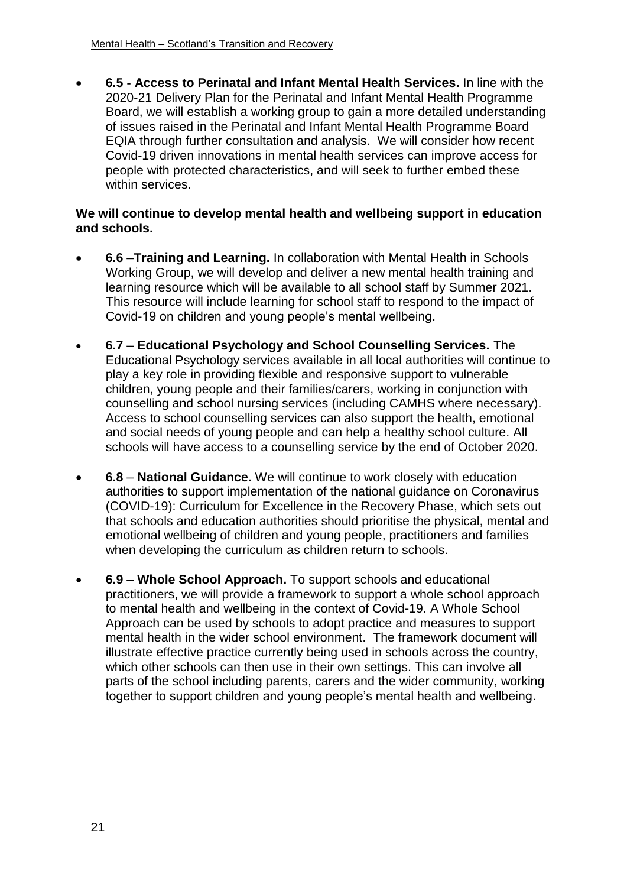- **6.5 - Access to Perinatal and Infant Mental Health Services.** In line with the 2020-21 Delivery Plan for the Perinatal and Infant Mental Health Programme Board, we will establish a working group to gain a more detailed understanding of issues raised in the Perinatal and Infant Mental Health Programme Board EQIA through further consultation and analysis. We will consider how recent Covid-19 driven innovations in mental health services can improve access for people with protected characteristics, and will seek to further embed these within services.

**We will continue to develop mental health and wellbeing support in education and schools.**

- **6.6** –**Training and Learning.** In collaboration with Mental Health in Schools Working Group, we will develop and deliver a new mental health training and learning resource which will be available to all school staff by Summer 2021. This resource will include learning for school staff to respond to the impact of Covid-19 on children and young people's mental wellbeing.
- **6.7** – **Educational Psychology and School Counselling Services.** The Educational Psychology services available in all local authorities will continue to play a key role in providing flexible and responsive support to vulnerable children, young people and their families/carers, working in conjunction with counselling and school nursing services (including CAMHS where necessary). Access to school counselling services can also support the health, emotional and social needs of young people and can help a healthy school culture. All schools will have access to a counselling service by the end of October 2020.
- **6.8** – **National Guidance.** We will continue to work closely with education authorities to support implementation of the national guidance on Coronavirus (COVID-19): Curriculum for Excellence in the Recovery Phase, which sets out that schools and education authorities should prioritise the physical, mental and emotional wellbeing of children and young people, practitioners and families when developing the curriculum as children return to schools.
- **6.9** – **Whole School Approach.** To support schools and educational practitioners, we will provide a framework to support a whole school approach to mental health and wellbeing in the context of Covid-19. A Whole School Approach can be used by schools to adopt practice and measures to support mental health in the wider school environment. The framework document will illustrate effective practice currently being used in schools across the country, which other schools can then use in their own settings. This can involve all parts of the school including parents, carers and the wider community, working together to support children and young people's mental health and wellbeing.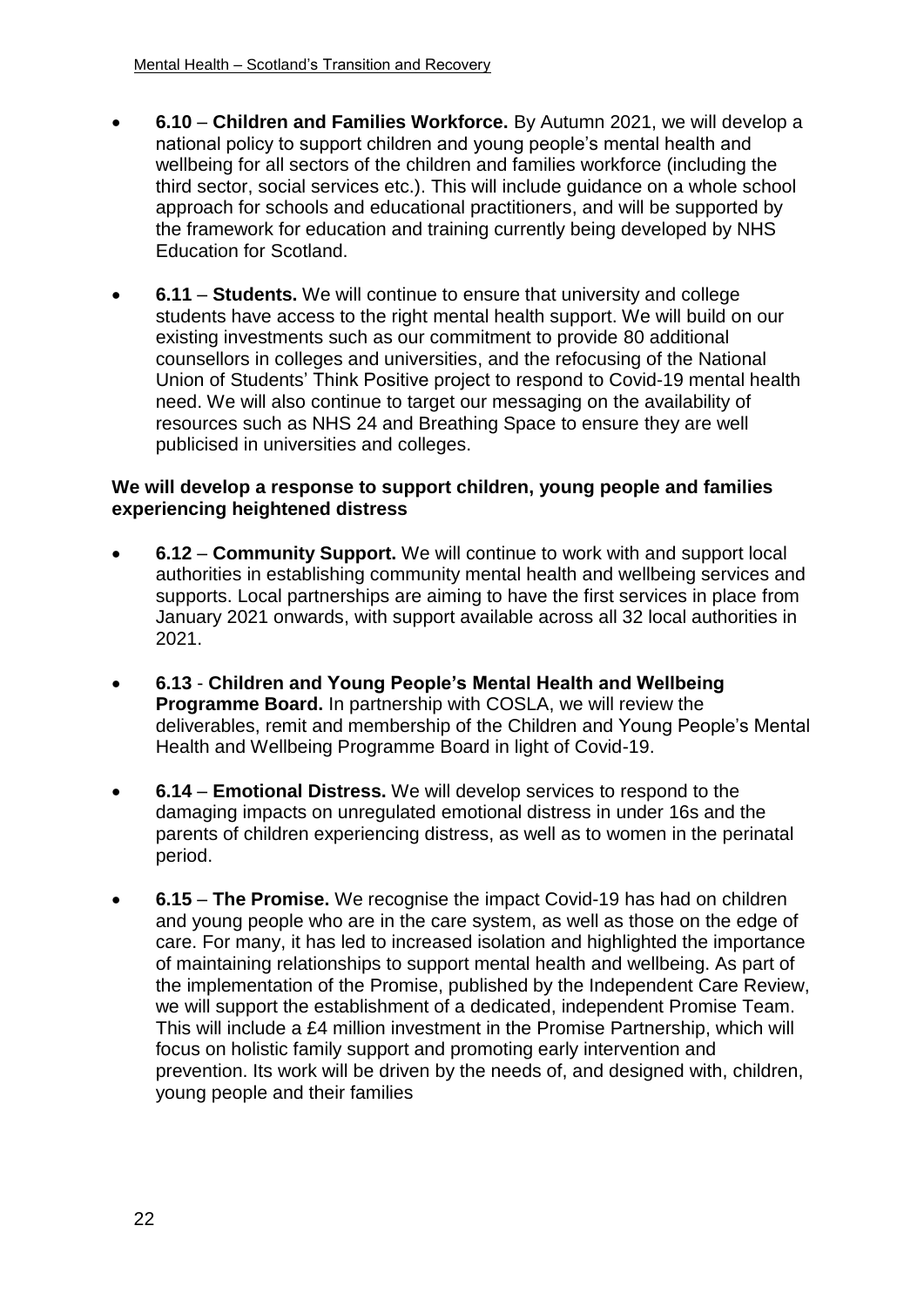- **6.10** – **Children and Families Workforce.** By Autumn 2021, we will develop a national policy to support children and young people's mental health and wellbeing for all sectors of the children and families workforce (including the third sector, social services etc.). This will include guidance on a whole school approach for schools and educational practitioners, and will be supported by the framework for education and training currently being developed by NHS Education for Scotland.

- **6.11** – **Students.** We will continue to ensure that university and college students have access to the right mental health support. We will build on our existing investments such as our commitment to provide 80 additional counsellors in colleges and universities, and the refocusing of the National Union of Students' Think Positive project to respond to Covid-19 mental health need. We will also continue to target our messaging on the availability of resources such as NHS 24 and Breathing Space to ensure they are well publicised in universities and colleges.

**We will develop a response to support children, young people and families experiencing heightened distress**

- **6.12** – **Community Support.** We will continue to work with and support local authorities in establishing community mental health and wellbeing services and supports. Local partnerships are aiming to have the first services in place from January 2021 onwards, with support available across all 32 local authorities in 2021.

- **6.13** - **Children and Young People's Mental Health and Wellbeing Programme Board.** In partnership with COSLA, we will review the deliverables, remit and membership of the Children and Young People's Mental Health and Wellbeing Programme Board in light of Covid-19.

- **6.14** – **Emotional Distress.** We will develop services to respond to the damaging impacts on unregulated emotional distress in under 16s and the parents of children experiencing distress, as well as to women in the perinatal period.

- **6.15** – **The Promise.** We recognise the impact Covid-19 has had on children and young people who are in the care system, as well as those on the edge of care. For many, it has led to increased isolation and highlighted the importance of maintaining relationships to support mental health and wellbeing. As part of the implementation of the Promise, published by the Independent Care Review, we will support the establishment of a dedicated, independent Promise Team. This will include a £4 million investment in the Promise Partnership, which will focus on holistic family support and promoting early intervention and prevention. Its work will be driven by the needs of, and designed with, children, young people and their families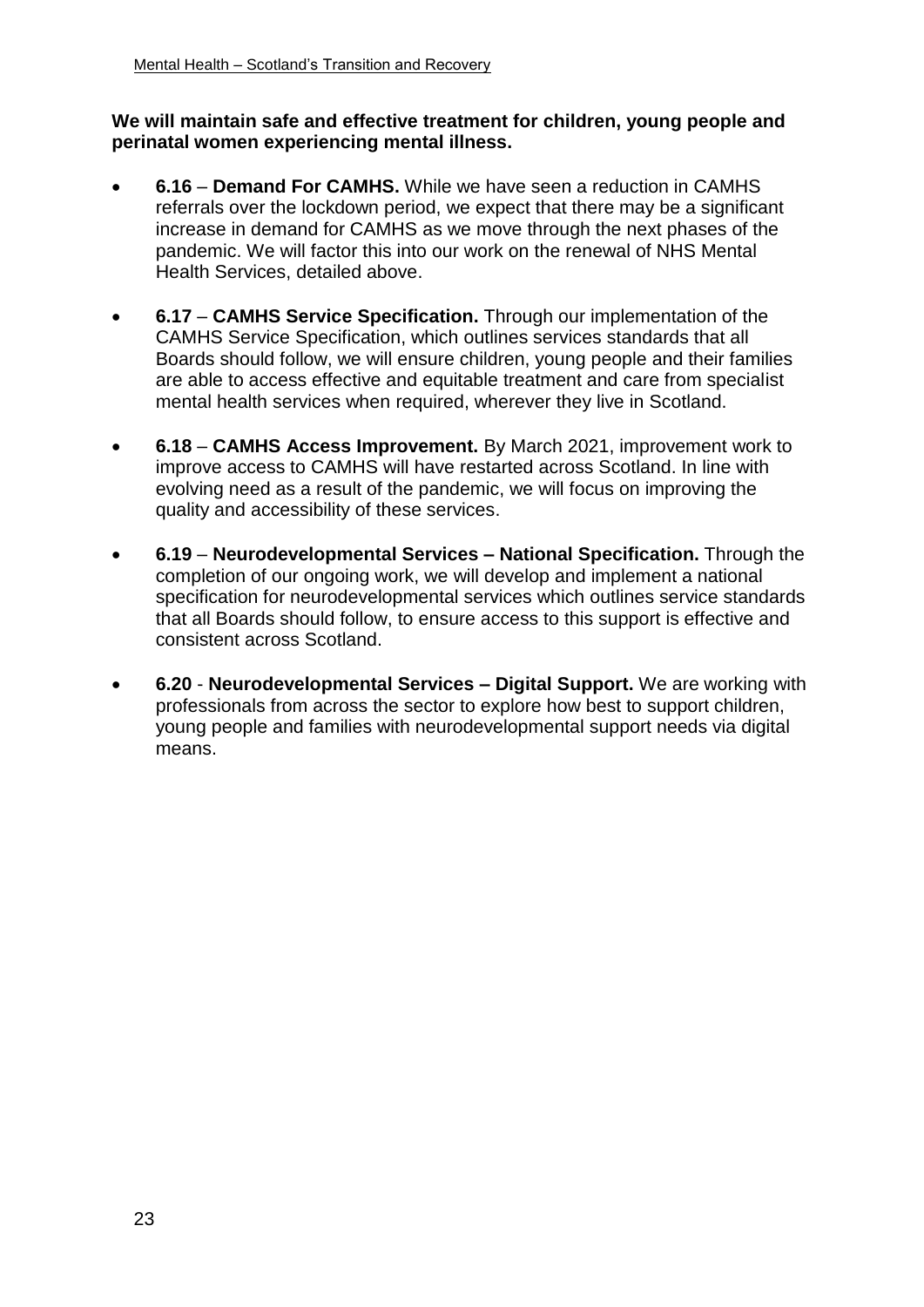**We will maintain safe and effective treatment for children, young people and perinatal women experiencing mental illness.**

- **6.16** – **Demand For CAMHS.** While we have seen a reduction in CAMHS referrals over the lockdown period, we expect that there may be a significant increase in demand for CAMHS as we move through the next phases of the pandemic. We will factor this into our work on the renewal of NHS Mental Health Services, detailed above.
- **6.17** – **CAMHS Service Specification.** Through our implementation of the CAMHS Service Specification, which outlines services standards that all Boards should follow, we will ensure children, young people and their families are able to access effective and equitable treatment and care from specialist mental health services when required, wherever they live in Scotland.
- **6.18** – **CAMHS Access Improvement.** By March 2021, improvement work to improve access to CAMHS will have restarted across Scotland. In line with evolving need as a result of the pandemic, we will focus on improving the quality and accessibility of these services.
- **6.19** – **Neurodevelopmental Services – National Specification.** Through the completion of our ongoing work, we will develop and implement a national specification for neurodevelopmental services which outlines service standards that all Boards should follow, to ensure access to this support is effective and consistent across Scotland.
- **6.20** - **Neurodevelopmental Services – Digital Support.** We are working with professionals from across the sector to explore how best to support children, young people and families with neurodevelopmental support needs via digital means.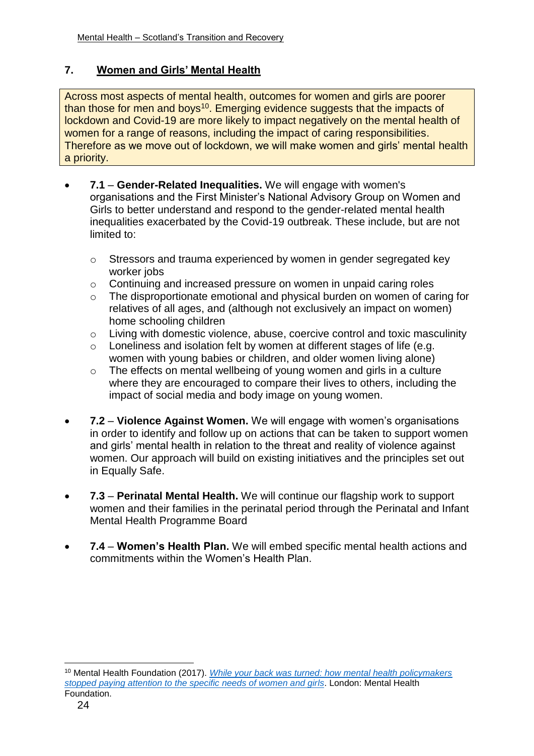## 7. Women and Girls' Mental Health

Across most aspects of mental health, outcomes for women and girls are poorer than those for men and boys[10]. Emerging evidence suggests that the impacts of lockdown and Covid-19 are more likely to impact negatively on the mental health of women for a range of reasons, including the impact of caring responsibilities. Therefore as we move out of lockdown, we will make women and girls' mental health a priority.

- **7.1** – **Gender-Related Inequalities.** We will engage with women's organisations and the First Minister's National Advisory Group on Women and Girls to better understand and respond to the gender-related mental health inequalities exacerbated by the Covid-19 outbreak. These include, but are not limited to:
  - Stressors and trauma experienced by women in gender segregated key worker jobs
  - Continuing and increased pressure on women in unpaid caring roles
  - The disproportionate emotional and physical burden on women of caring for relatives of all ages, and (although not exclusively an impact on women) home schooling children
  - Living with domestic violence, abuse, coercive control and toxic masculinity
  - Loneliness and isolation felt by women at different stages of life (e.g. women with young babies or children, and older women living alone)
  - The effects on mental wellbeing of young women and girls in a culture where they are encouraged to compare their lives to others, including the impact of social media and body image on young women.

- **7.2** – **Violence Against Women.** We will engage with women's organisations in order to identify and follow up on actions that can be taken to support women and girls' mental health in relation to the threat and reality of violence against women. Our approach will build on existing initiatives and the principles set out in Equally Safe.

- **7.3** – **Perinatal Mental Health.** We will continue our flagship work to support women and their families in the perinatal period through the Perinatal and Infant Mental Health Programme Board

- **7.4** – **Women's Health Plan.** We will embed specific mental health actions and commitments within the Women's Health Plan.

---

[10] Mental Health Foundation (2017). *While your back was turned: how mental health policymakers stopped paying attention to the specific needs of women and girls*. London: Mental Health Foundation.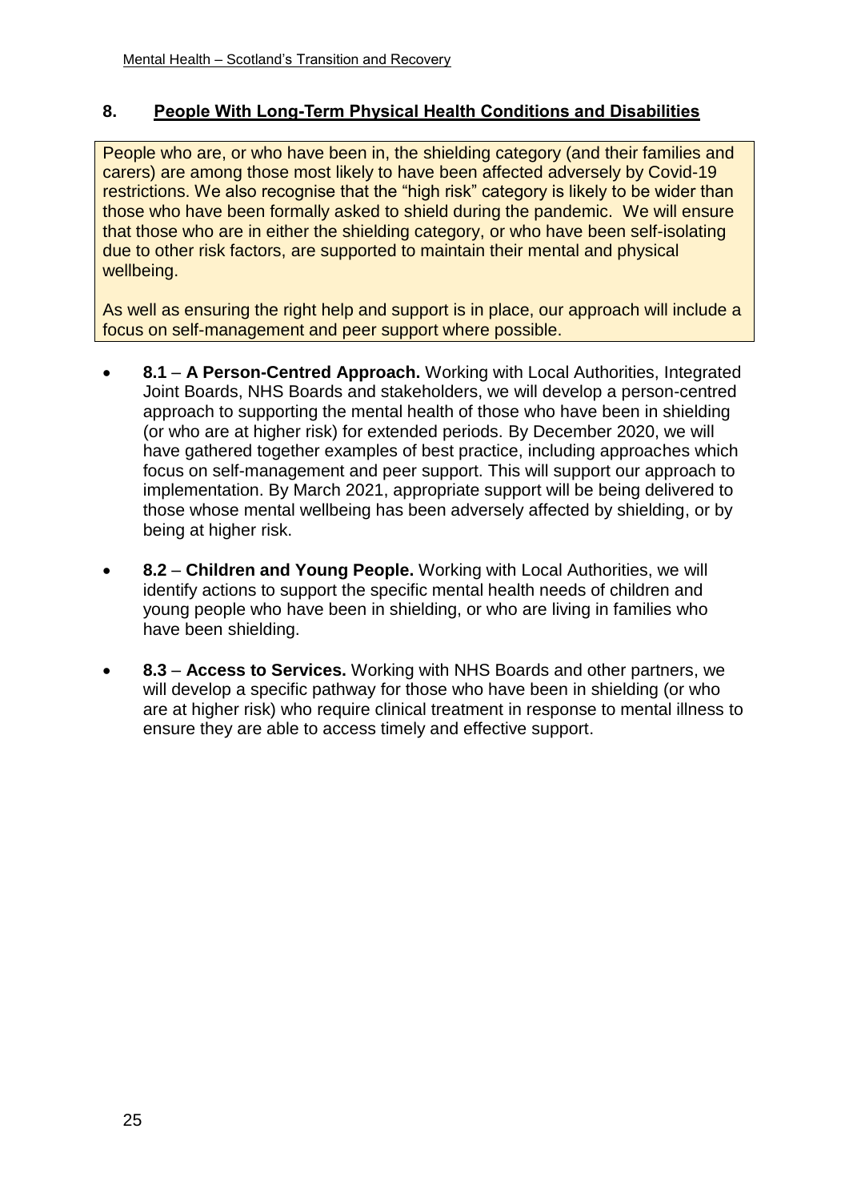## 8. People With Long-Term Physical Health Conditions and Disabilities

People who are, or who have been in, the shielding category (and their families and carers) are among those most likely to have been affected adversely by Covid-19 restrictions. We also recognise that the "high risk" category is likely to be wider than those who have been formally asked to shield during the pandemic. We will ensure that those who are in either the shielding category, or who have been self-isolating due to other risk factors, are supported to maintain their mental and physical wellbeing.

As well as ensuring the right help and support is in place, our approach will include a focus on self-management and peer support where possible.

- **8.1** – **A Person-Centred Approach.** Working with Local Authorities, Integrated Joint Boards, NHS Boards and stakeholders, we will develop a person-centred approach to supporting the mental health of those who have been in shielding (or who are at higher risk) for extended periods. By December 2020, we will have gathered together examples of best practice, including approaches which focus on self-management and peer support. This will support our approach to implementation. By March 2021, appropriate support will be being delivered to those whose mental wellbeing has been adversely affected by shielding, or by being at higher risk.

- **8.2** – **Children and Young People.** Working with Local Authorities, we will identify actions to support the specific mental health needs of children and young people who have been in shielding, or who are living in families who have been shielding.

- **8.3** – **Access to Services.** Working with NHS Boards and other partners, we will develop a specific pathway for those who have been in shielding (or who are at higher risk) who require clinical treatment in response to mental illness to ensure they are able to access timely and effective support.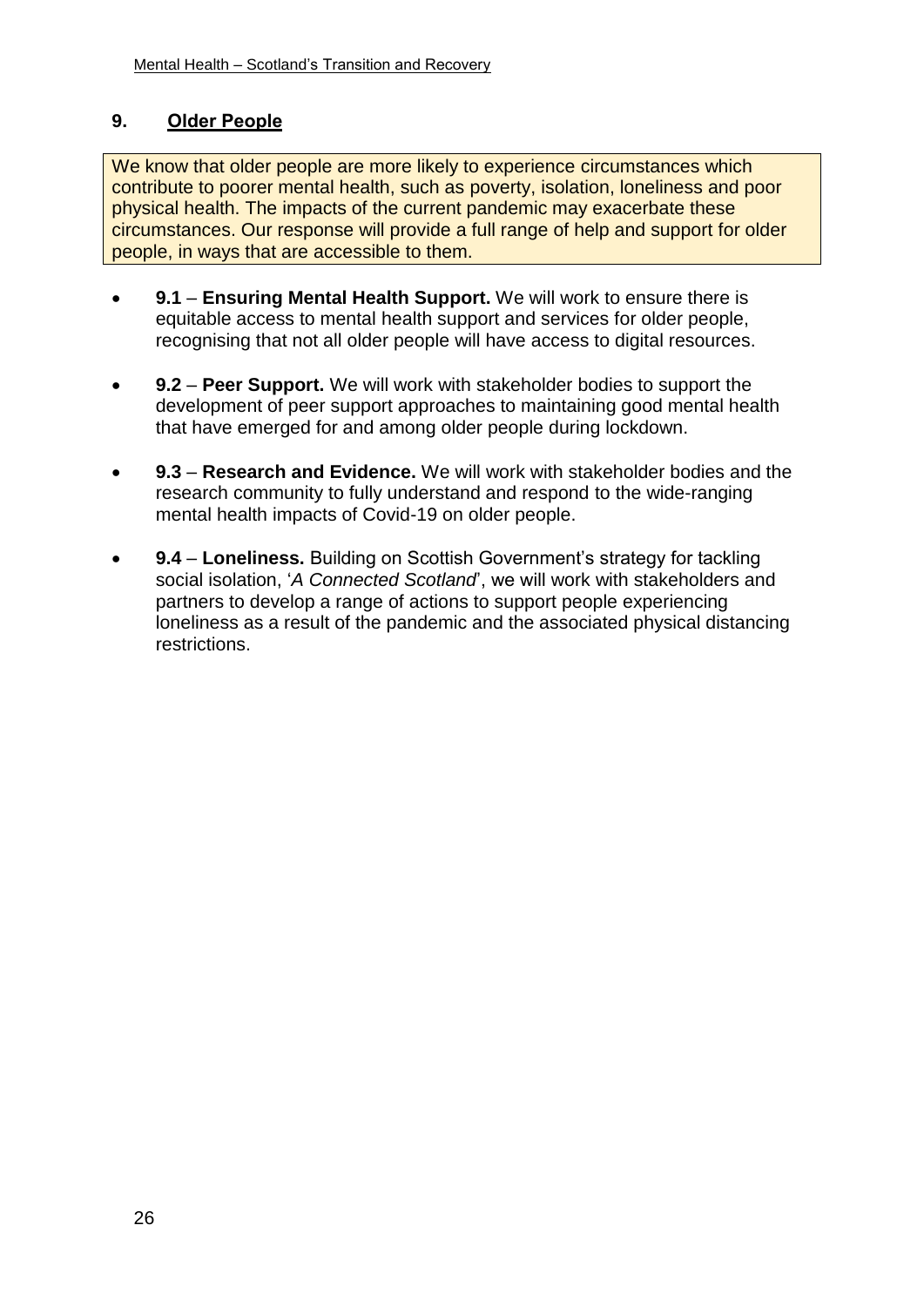## 9. Older People

We know that older people are more likely to experience circumstances which contribute to poorer mental health, such as poverty, isolation, loneliness and poor physical health. The impacts of the current pandemic may exacerbate these circumstances. Our response will provide a full range of help and support for older people, in ways that are accessible to them.

- **9.1** – **Ensuring Mental Health Support.** We will work to ensure there is equitable access to mental health support and services for older people, recognising that not all older people will have access to digital resources.

- **9.2** – **Peer Support.** We will work with stakeholder bodies to support the development of peer support approaches to maintaining good mental health that have emerged for and among older people during lockdown.

- **9.3** – **Research and Evidence.** We will work with stakeholder bodies and the research community to fully understand and respond to the wide-ranging mental health impacts of Covid-19 on older people.

- **9.4** – **Loneliness.** Building on Scottish Government's strategy for tackling social isolation, '*A Connected Scotland*', we will work with stakeholders and partners to develop a range of actions to support people experiencing loneliness as a result of the pandemic and the associated physical distancing restrictions.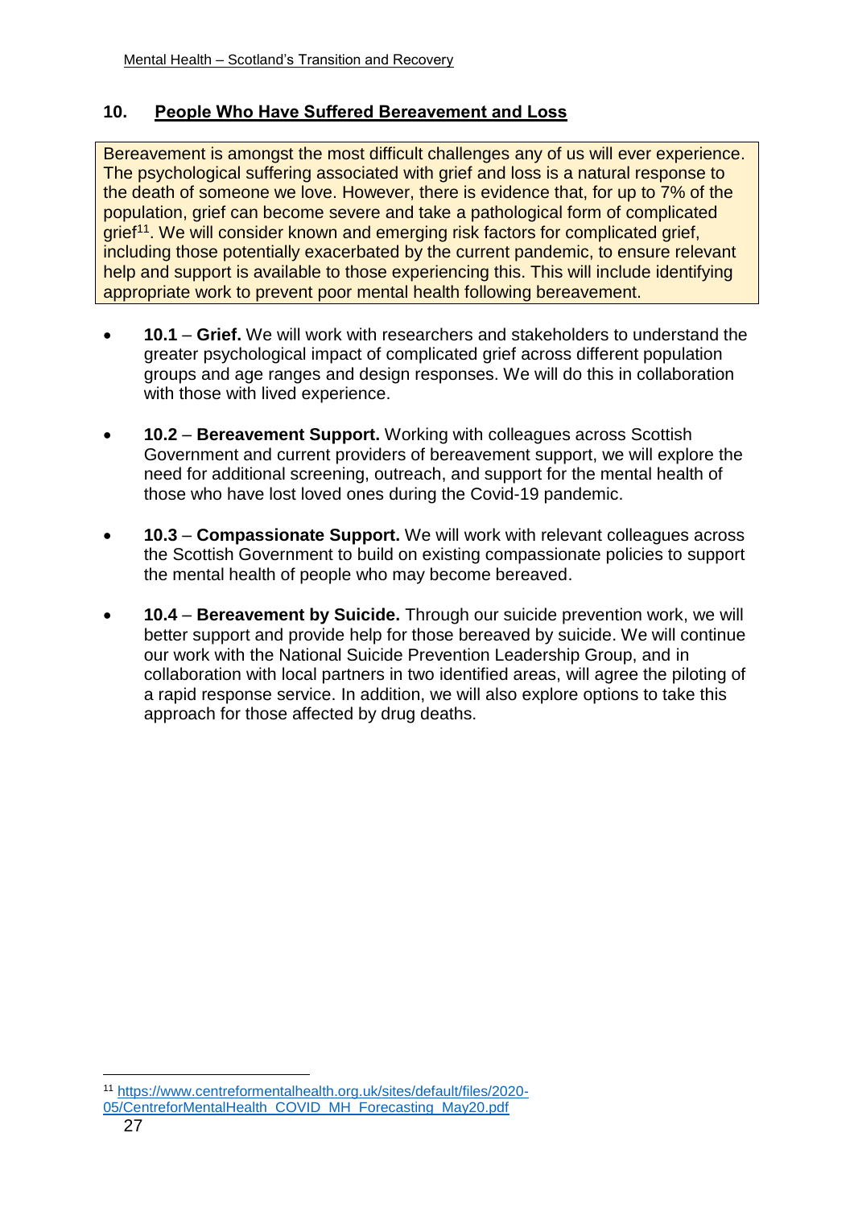## 10. People Who Have Suffered Bereavement and Loss

Bereavement is amongst the most difficult challenges any of us will ever experience. The psychological suffering associated with grief and loss is a natural response to the death of someone we love. However, there is evidence that, for up to 7% of the population, grief can become severe and take a pathological form of complicated grief[11]. We will consider known and emerging risk factors for complicated grief, including those potentially exacerbated by the current pandemic, to ensure relevant help and support is available to those experiencing this. This will include identifying appropriate work to prevent poor mental health following bereavement.

- **10.1** – **Grief.** We will work with researchers and stakeholders to understand the greater psychological impact of complicated grief across different population groups and age ranges and design responses. We will do this in collaboration with those with lived experience.
- **10.2** – **Bereavement Support.** Working with colleagues across Scottish Government and current providers of bereavement support, we will explore the need for additional screening, outreach, and support for the mental health of those who have lost loved ones during the Covid-19 pandemic.
- **10.3** – **Compassionate Support.** We will work with relevant colleagues across the Scottish Government to build on existing compassionate policies to support the mental health of people who may become bereaved.
- **10.4** – **Bereavement by Suicide.** Through our suicide prevention work, we will better support and provide help for those bereaved by suicide. We will continue our work with the National Suicide Prevention Leadership Group, and in collaboration with local partners in two identified areas, will agree the piloting of a rapid response service. In addition, we will also explore options to take this approach for those affected by drug deaths.

---

[11] https://www.centreformentalhealth.org.uk/sites/default/files/2020-05/CentreforMentalHealth_COVID_MH_Forecasting_May20.pdf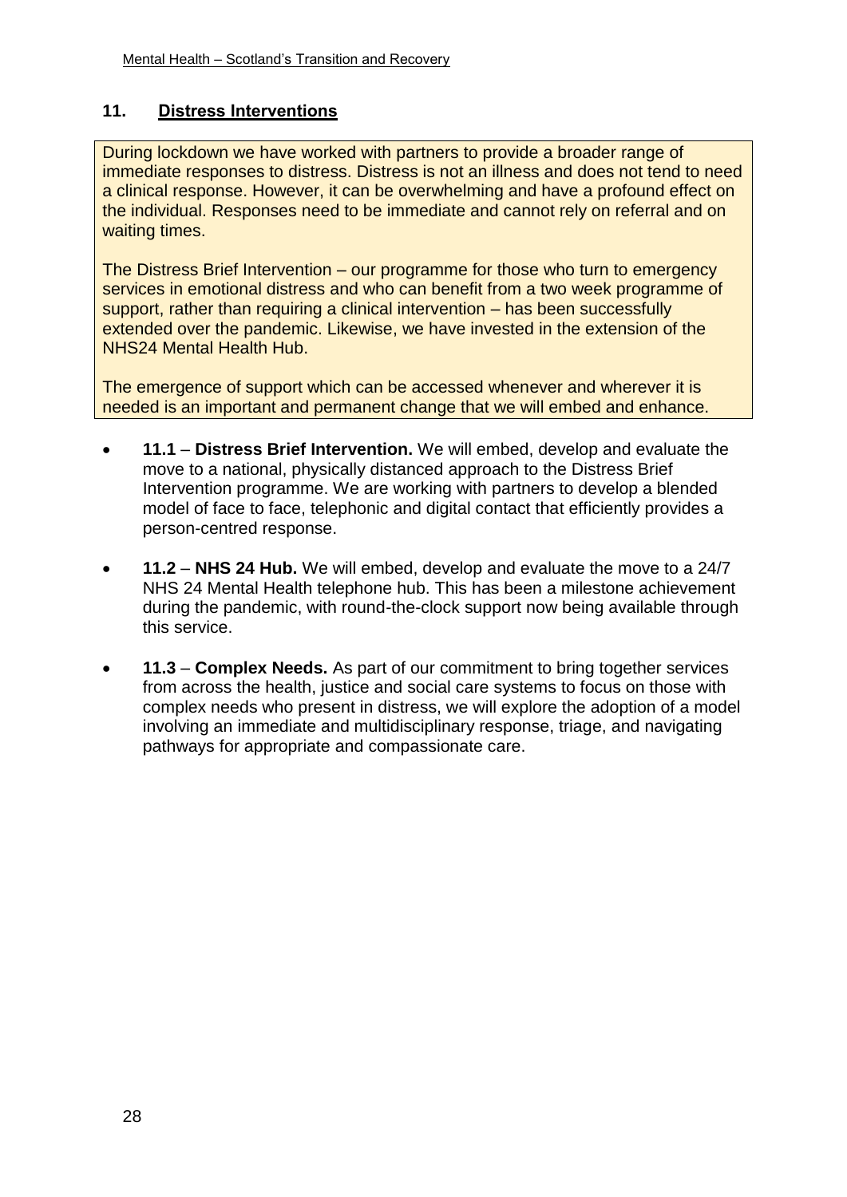## 11. Distress Interventions

During lockdown we have worked with partners to provide a broader range of immediate responses to distress. Distress is not an illness and does not tend to need a clinical response. However, it can be overwhelming and have a profound effect on the individual. Responses need to be immediate and cannot rely on referral and on waiting times.

The Distress Brief Intervention – our programme for those who turn to emergency services in emotional distress and who can benefit from a two week programme of support, rather than requiring a clinical intervention – has been successfully extended over the pandemic. Likewise, we have invested in the extension of the NHS24 Mental Health Hub.

The emergence of support which can be accessed whenever and wherever it is needed is an important and permanent change that we will embed and enhance.

- **11.1** – **Distress Brief Intervention.** We will embed, develop and evaluate the move to a national, physically distanced approach to the Distress Brief Intervention programme. We are working with partners to develop a blended model of face to face, telephonic and digital contact that efficiently provides a person-centred response.

- **11.2** – **NHS 24 Hub.** We will embed, develop and evaluate the move to a 24/7 NHS 24 Mental Health telephone hub. This has been a milestone achievement during the pandemic, with round-the-clock support now being available through this service.

- **11.3** – **Complex Needs.** As part of our commitment to bring together services from across the health, justice and social care systems to focus on those with complex needs who present in distress, we will explore the adoption of a model involving an immediate and multidisciplinary response, triage, and navigating pathways for appropriate and compassionate care.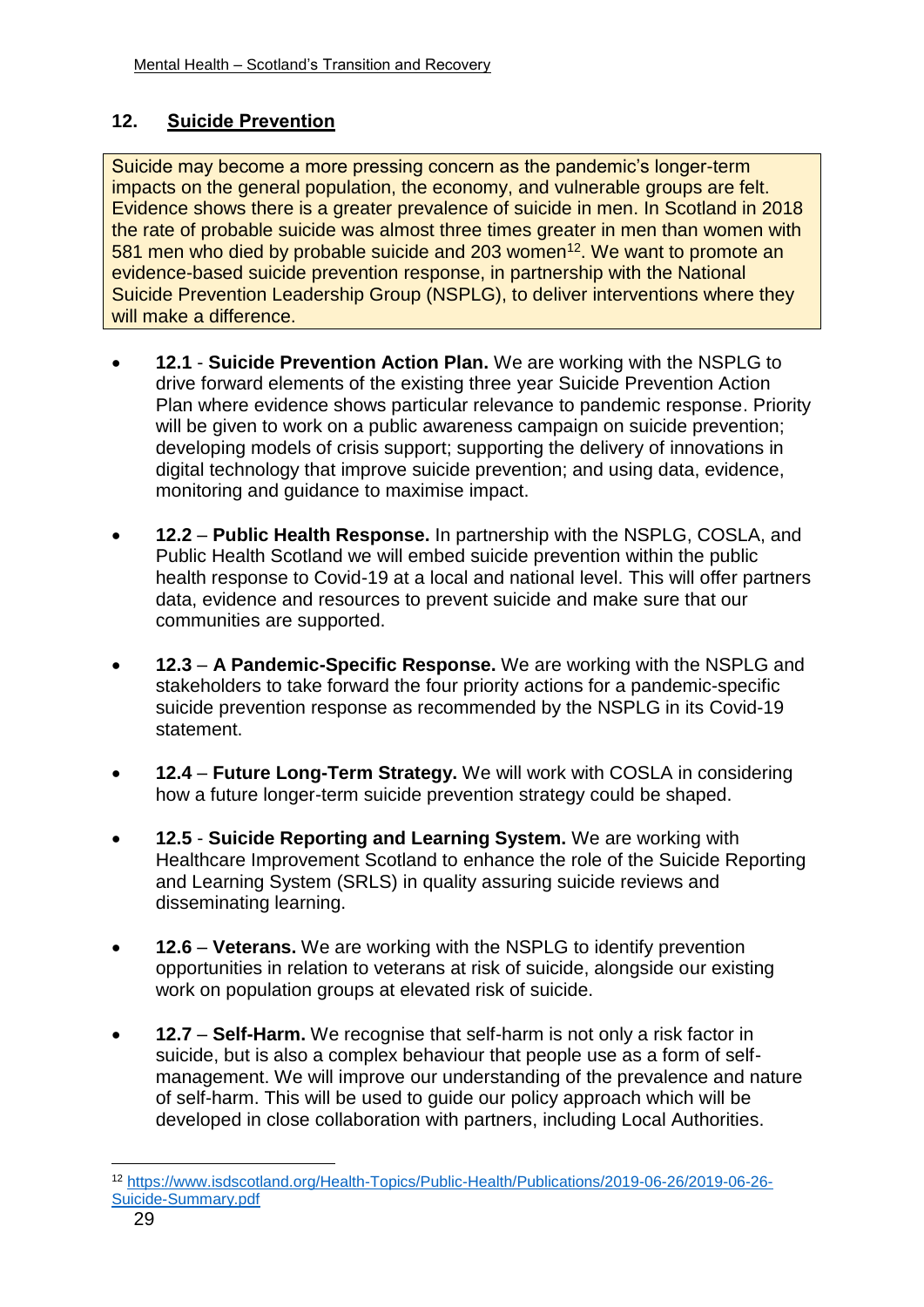## 12. Suicide Prevention

Suicide may become a more pressing concern as the pandemic's longer-term impacts on the general population, the economy, and vulnerable groups are felt. Evidence shows there is a greater prevalence of suicide in men. In Scotland in 2018 the rate of probable suicide was almost three times greater in men than women with 581 men who died by probable suicide and 203 women[12]. We want to promote an evidence-based suicide prevention response, in partnership with the National Suicide Prevention Leadership Group (NSPLG), to deliver interventions where they will make a difference.

- **12.1** - **Suicide Prevention Action Plan.** We are working with the NSPLG to drive forward elements of the existing three year Suicide Prevention Action Plan where evidence shows particular relevance to pandemic response. Priority will be given to work on a public awareness campaign on suicide prevention; developing models of crisis support; supporting the delivery of innovations in digital technology that improve suicide prevention; and using data, evidence, monitoring and guidance to maximise impact.

- **12.2** – **Public Health Response.** In partnership with the NSPLG, COSLA, and Public Health Scotland we will embed suicide prevention within the public health response to Covid-19 at a local and national level. This will offer partners data, evidence and resources to prevent suicide and make sure that our communities are supported.

- **12.3** – **A Pandemic-Specific Response.** We are working with the NSPLG and stakeholders to take forward the four priority actions for a pandemic-specific suicide prevention response as recommended by the NSPLG in its Covid-19 statement.

- **12.4** – **Future Long-Term Strategy.** We will work with COSLA in considering how a future longer-term suicide prevention strategy could be shaped.

- **12.5** - **Suicide Reporting and Learning System.** We are working with Healthcare Improvement Scotland to enhance the role of the Suicide Reporting and Learning System (SRLS) in quality assuring suicide reviews and disseminating learning.

- **12.6** – **Veterans.** We are working with the NSPLG to identify prevention opportunities in relation to veterans at risk of suicide, alongside our existing work on population groups at elevated risk of suicide.

- **12.7** – **Self-Harm.** We recognise that self-harm is not only a risk factor in suicide, but is also a complex behaviour that people use as a form of self-management. We will improve our understanding of the prevalence and nature of self-harm. This will be used to guide our policy approach which will be developed in close collaboration with partners, including Local Authorities.

[12] https://www.isdscotland.org/Health-Topics/Public-Health/Publications/2019-06-26/2019-06-26-Suicide-Summary.pdf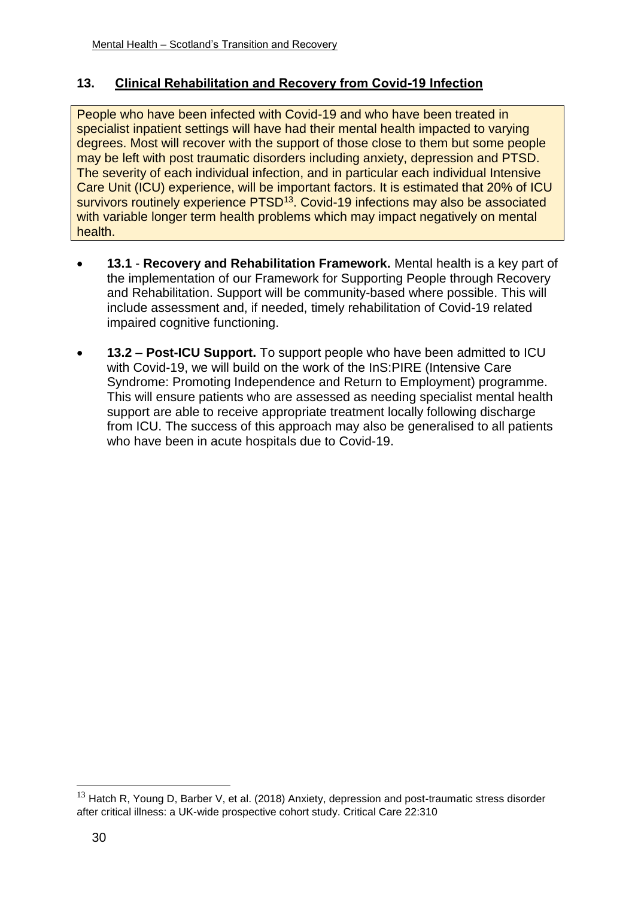## 13. Clinical Rehabilitation and Recovery from Covid-19 Infection

People who have been infected with Covid-19 and who have been treated in specialist inpatient settings will have had their mental health impacted to varying degrees. Most will recover with the support of those close to them but some people may be left with post traumatic disorders including anxiety, depression and PTSD. The severity of each individual infection, and in particular each individual Intensive Care Unit (ICU) experience, will be important factors. It is estimated that 20% of ICU survivors routinely experience PTSD[13]. Covid-19 infections may also be associated with variable longer term health problems which may impact negatively on mental health.

- **13.1** - **Recovery and Rehabilitation Framework.** Mental health is a key part of the implementation of our Framework for Supporting People through Recovery and Rehabilitation. Support will be community-based where possible. This will include assessment and, if needed, timely rehabilitation of Covid-19 related impaired cognitive functioning.
- **13.2** – **Post-ICU Support.** To support people who have been admitted to ICU with Covid-19, we will build on the work of the InS:PIRE (Intensive Care Syndrome: Promoting Independence and Return to Employment) programme. This will ensure patients who are assessed as needing specialist mental health support are able to receive appropriate treatment locally following discharge from ICU. The success of this approach may also be generalised to all patients who have been in acute hospitals due to Covid-19.

[13] Hatch R, Young D, Barber V, et al. (2018) Anxiety, depression and post-traumatic stress disorder after critical illness: a UK-wide prospective cohort study. Critical Care 22:310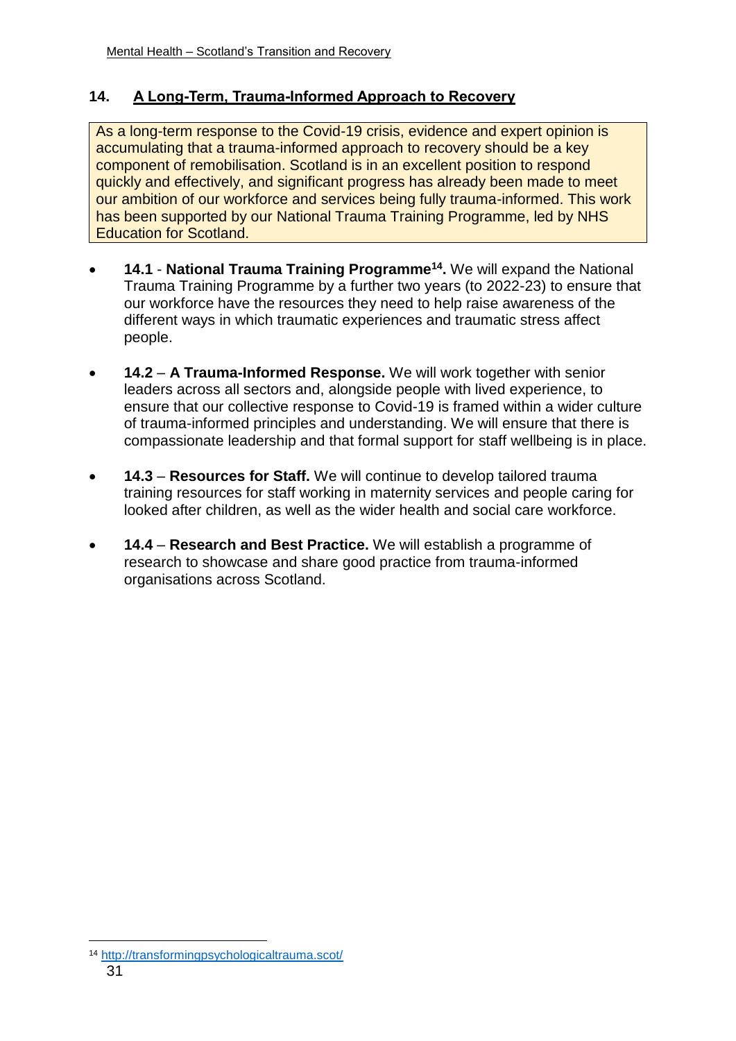## 14. A Long-Term, Trauma-Informed Approach to Recovery

As a long-term response to the Covid-19 crisis, evidence and expert opinion is accumulating that a trauma-informed approach to recovery should be a key component of remobilisation. Scotland is in an excellent position to respond quickly and effectively, and significant progress has already been made to meet our ambition of our workforce and services being fully trauma-informed. This work has been supported by our National Trauma Training Programme, led by NHS Education for Scotland.

- **14.1** - **National Trauma Training Programme[14].** We will expand the National Trauma Training Programme by a further two years (to 2022-23) to ensure that our workforce have the resources they need to help raise awareness of the different ways in which traumatic experiences and traumatic stress affect people.
- **14.2** – **A Trauma-Informed Response.** We will work together with senior leaders across all sectors and, alongside people with lived experience, to ensure that our collective response to Covid-19 is framed within a wider culture of trauma-informed principles and understanding. We will ensure that there is compassionate leadership and that formal support for staff wellbeing is in place.
- **14.3** – **Resources for Staff.** We will continue to develop tailored trauma training resources for staff working in maternity services and people caring for looked after children, as well as the wider health and social care workforce.
- **14.4** – **Research and Best Practice.** We will establish a programme of research to showcase and share good practice from trauma-informed organisations across Scotland.

[14] http://transformingpsychologicaltrauma.scot/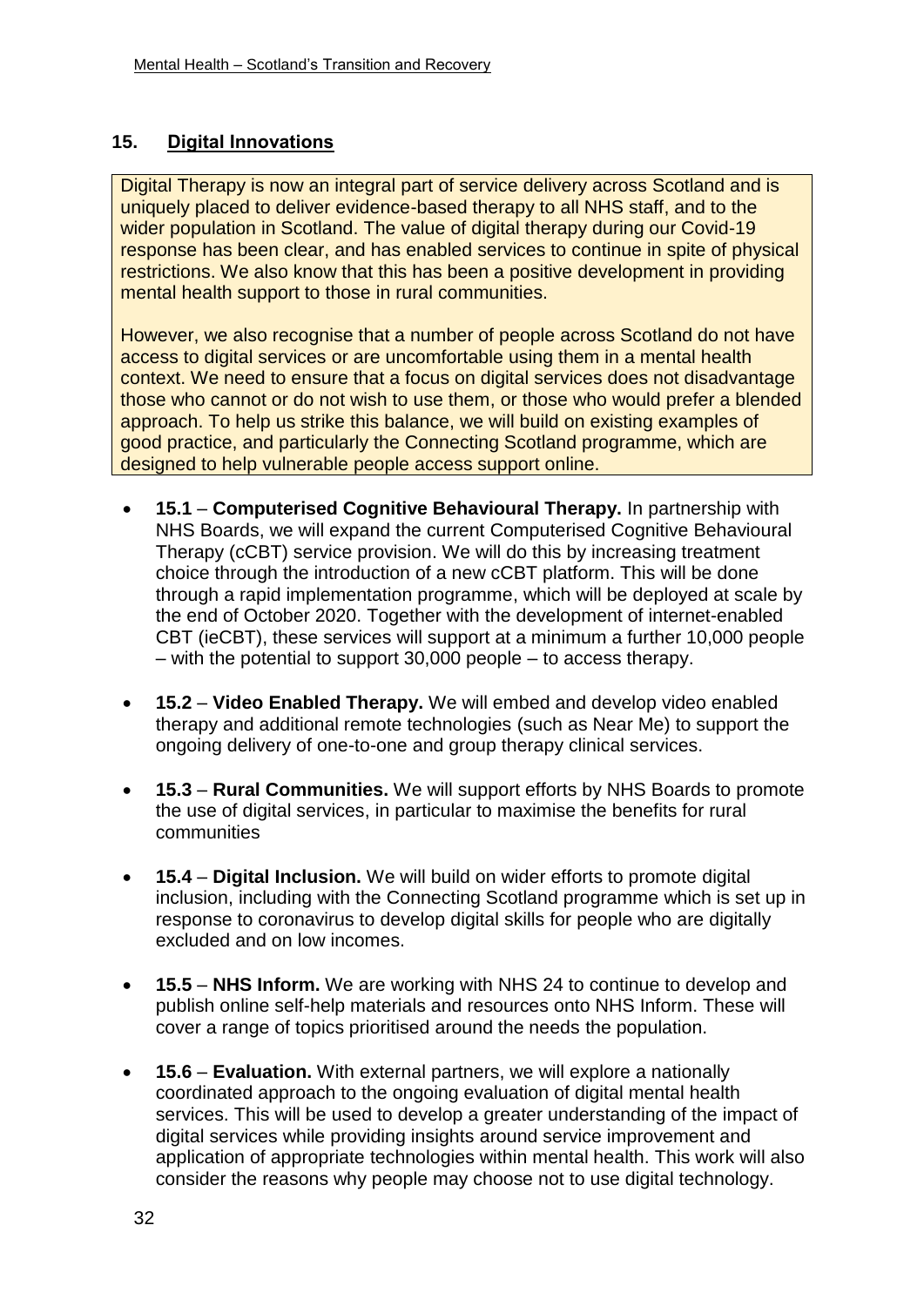## 15. Digital Innovations

Digital Therapy is now an integral part of service delivery across Scotland and is uniquely placed to deliver evidence-based therapy to all NHS staff, and to the wider population in Scotland. The value of digital therapy during our Covid-19 response has been clear, and has enabled services to continue in spite of physical restrictions. We also know that this has been a positive development in providing mental health support to those in rural communities.

However, we also recognise that a number of people across Scotland do not have access to digital services or are uncomfortable using them in a mental health context. We need to ensure that a focus on digital services does not disadvantage those who cannot or do not wish to use them, or those who would prefer a blended approach. To help us strike this balance, we will build on existing examples of good practice, and particularly the Connecting Scotland programme, which are designed to help vulnerable people access support online.

- **15.1** – **Computerised Cognitive Behavioural Therapy.** In partnership with NHS Boards, we will expand the current Computerised Cognitive Behavioural Therapy (cCBT) service provision. We will do this by increasing treatment choice through the introduction of a new cCBT platform. This will be done through a rapid implementation programme, which will be deployed at scale by the end of October 2020. Together with the development of internet-enabled CBT (ieCBT), these services will support at a minimum a further 10,000 people – with the potential to support 30,000 people – to access therapy.
- **15.2** – **Video Enabled Therapy.** We will embed and develop video enabled therapy and additional remote technologies (such as Near Me) to support the ongoing delivery of one-to-one and group therapy clinical services.
- **15.3** – **Rural Communities.** We will support efforts by NHS Boards to promote the use of digital services, in particular to maximise the benefits for rural communities
- **15.4** – **Digital Inclusion.** We will build on wider efforts to promote digital inclusion, including with the Connecting Scotland programme which is set up in response to coronavirus to develop digital skills for people who are digitally excluded and on low incomes.
- **15.5** – **NHS Inform.** We are working with NHS 24 to continue to develop and publish online self-help materials and resources onto NHS Inform. These will cover a range of topics prioritised around the needs the population.
- **15.6** – **Evaluation.** With external partners, we will explore a nationally coordinated approach to the ongoing evaluation of digital mental health services. This will be used to develop a greater understanding of the impact of digital services while providing insights around service improvement and application of appropriate technologies within mental health. This work will also consider the reasons why people may choose not to use digital technology.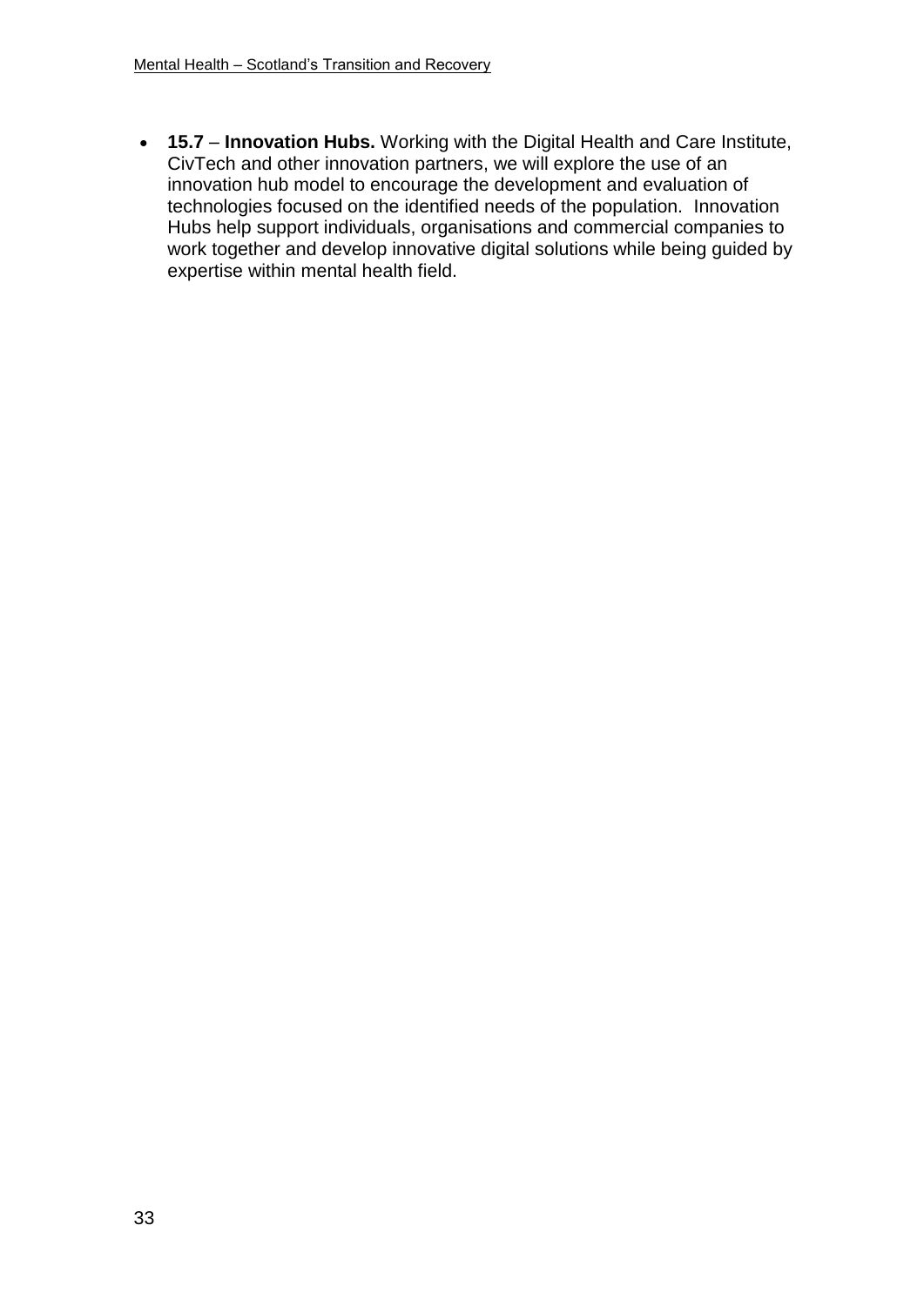- **15.7** – **Innovation Hubs.** Working with the Digital Health and Care Institute, CivTech and other innovation partners, we will explore the use of an innovation hub model to encourage the development and evaluation of technologies focused on the identified needs of the population. Innovation Hubs help support individuals, organisations and commercial companies to work together and develop innovative digital solutions while being guided by expertise within mental health field.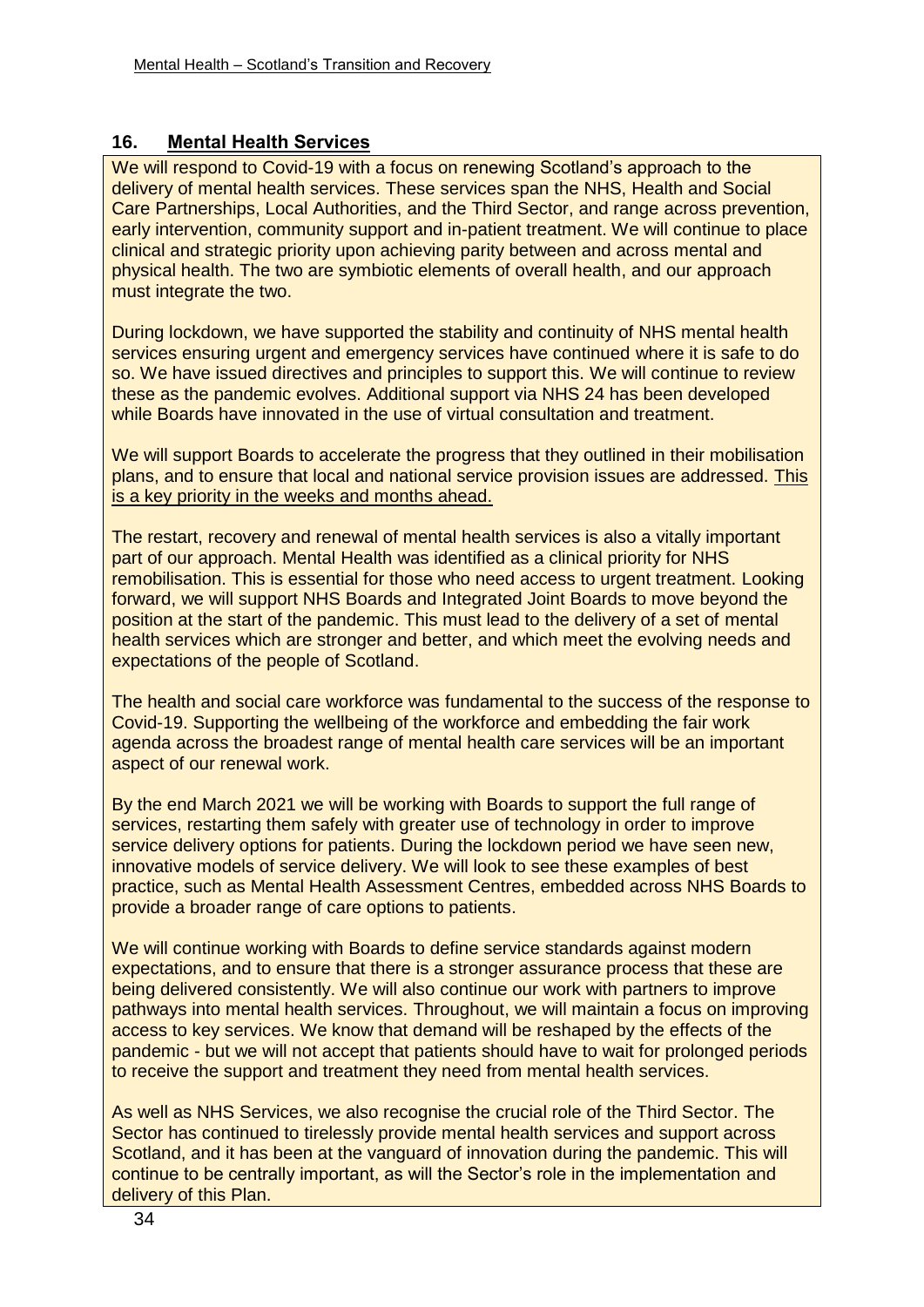## 16. Mental Health Services

We will respond to Covid-19 with a focus on renewing Scotland's approach to the delivery of mental health services. These services span the NHS, Health and Social Care Partnerships, Local Authorities, and the Third Sector, and range across prevention, early intervention, community support and in-patient treatment. We will continue to place clinical and strategic priority upon achieving parity between and across mental and physical health. The two are symbiotic elements of overall health, and our approach must integrate the two.

During lockdown, we have supported the stability and continuity of NHS mental health services ensuring urgent and emergency services have continued where it is safe to do so. We have issued directives and principles to support this. We will continue to review these as the pandemic evolves. Additional support via NHS 24 has been developed while Boards have innovated in the use of virtual consultation and treatment.

We will support Boards to accelerate the progress that they outlined in their mobilisation plans, and to ensure that local and national service provision issues are addressed. <u>This is a key priority in the weeks and months ahead.</u>

The restart, recovery and renewal of mental health services is also a vitally important part of our approach. Mental Health was identified as a clinical priority for NHS remobilisation. This is essential for those who need access to urgent treatment. Looking forward, we will support NHS Boards and Integrated Joint Boards to move beyond the position at the start of the pandemic. This must lead to the delivery of a set of mental health services which are stronger and better, and which meet the evolving needs and expectations of the people of Scotland.

The health and social care workforce was fundamental to the success of the response to Covid-19. Supporting the wellbeing of the workforce and embedding the fair work agenda across the broadest range of mental health care services will be an important aspect of our renewal work.

By the end March 2021 we will be working with Boards to support the full range of services, restarting them safely with greater use of technology in order to improve service delivery options for patients. During the lockdown period we have seen new, innovative models of service delivery. We will look to see these examples of best practice, such as Mental Health Assessment Centres, embedded across NHS Boards to provide a broader range of care options to patients.

We will continue working with Boards to define service standards against modern expectations, and to ensure that there is a stronger assurance process that these are being delivered consistently. We will also continue our work with partners to improve pathways into mental health services. Throughout, we will maintain a focus on improving access to key services. We know that demand will be reshaped by the effects of the pandemic - but we will not accept that patients should have to wait for prolonged periods to receive the support and treatment they need from mental health services.

As well as NHS Services, we also recognise the crucial role of the Third Sector. The Sector has continued to tirelessly provide mental health services and support across Scotland, and it has been at the vanguard of innovation during the pandemic. This will continue to be centrally important, as will the Sector's role in the implementation and delivery of this Plan.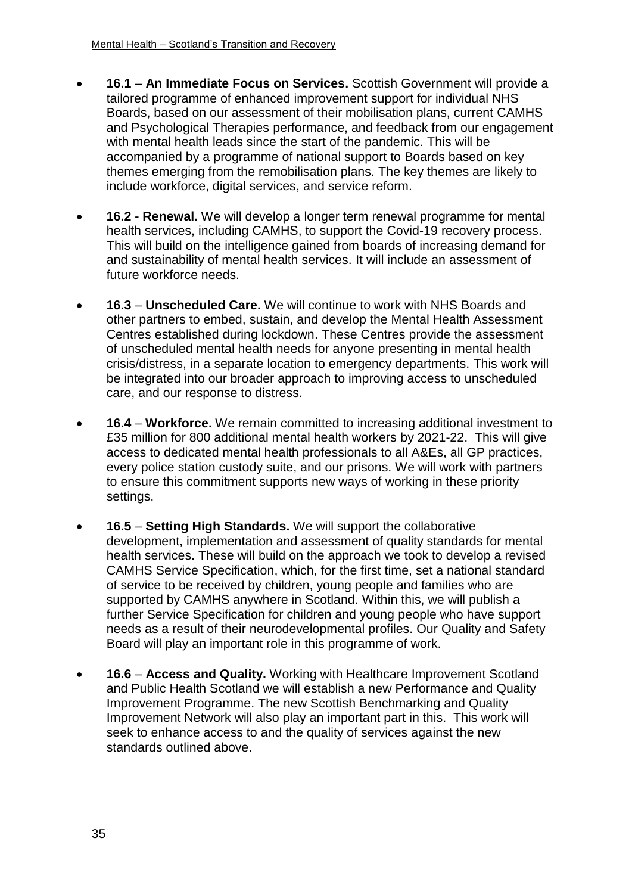- **16.1** – **An Immediate Focus on Services.** Scottish Government will provide a tailored programme of enhanced improvement support for individual NHS Boards, based on our assessment of their mobilisation plans, current CAMHS and Psychological Therapies performance, and feedback from our engagement with mental health leads since the start of the pandemic. This will be accompanied by a programme of national support to Boards based on key themes emerging from the remobilisation plans. The key themes are likely to include workforce, digital services, and service reform.

- **16.2 - Renewal.** We will develop a longer term renewal programme for mental health services, including CAMHS, to support the Covid-19 recovery process. This will build on the intelligence gained from boards of increasing demand for and sustainability of mental health services. It will include an assessment of future workforce needs.

- **16.3** – **Unscheduled Care.** We will continue to work with NHS Boards and other partners to embed, sustain, and develop the Mental Health Assessment Centres established during lockdown. These Centres provide the assessment of unscheduled mental health needs for anyone presenting in mental health crisis/distress, in a separate location to emergency departments. This work will be integrated into our broader approach to improving access to unscheduled care, and our response to distress.

- **16.4** – **Workforce.** We remain committed to increasing additional investment to £35 million for 800 additional mental health workers by 2021-22. This will give access to dedicated mental health professionals to all A&Es, all GP practices, every police station custody suite, and our prisons. We will work with partners to ensure this commitment supports new ways of working in these priority settings.

- **16.5** – **Setting High Standards.** We will support the collaborative development, implementation and assessment of quality standards for mental health services. These will build on the approach we took to develop a revised CAMHS Service Specification, which, for the first time, set a national standard of service to be received by children, young people and families who are supported by CAMHS anywhere in Scotland. Within this, we will publish a further Service Specification for children and young people who have support needs as a result of their neurodevelopmental profiles. Our Quality and Safety Board will play an important role in this programme of work.

- **16.6** – **Access and Quality.** Working with Healthcare Improvement Scotland and Public Health Scotland we will establish a new Performance and Quality Improvement Programme. The new Scottish Benchmarking and Quality Improvement Network will also play an important part in this. This work will seek to enhance access to and the quality of services against the new standards outlined above.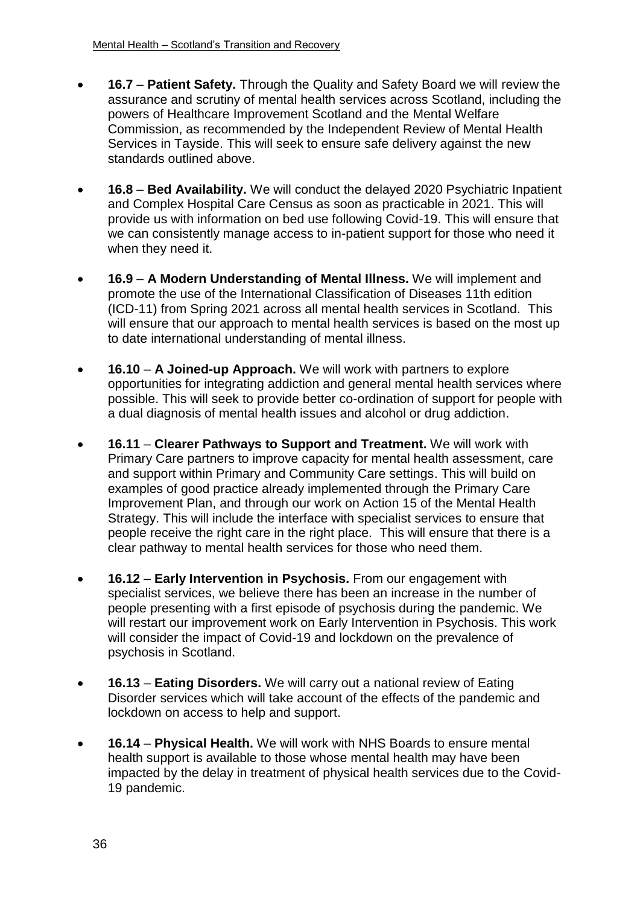- **16.7** – **Patient Safety.** Through the Quality and Safety Board we will review the assurance and scrutiny of mental health services across Scotland, including the powers of Healthcare Improvement Scotland and the Mental Welfare Commission, as recommended by the Independent Review of Mental Health Services in Tayside. This will seek to ensure safe delivery against the new standards outlined above.

- **16.8** – **Bed Availability.** We will conduct the delayed 2020 Psychiatric Inpatient and Complex Hospital Care Census as soon as practicable in 2021. This will provide us with information on bed use following Covid-19. This will ensure that we can consistently manage access to in-patient support for those who need it when they need it.

- **16.9** – **A Modern Understanding of Mental Illness.** We will implement and promote the use of the International Classification of Diseases 11th edition (ICD-11) from Spring 2021 across all mental health services in Scotland. This will ensure that our approach to mental health services is based on the most up to date international understanding of mental illness.

- **16.10** – **A Joined-up Approach.** We will work with partners to explore opportunities for integrating addiction and general mental health services where possible. This will seek to provide better co-ordination of support for people with a dual diagnosis of mental health issues and alcohol or drug addiction.

- **16.11** – **Clearer Pathways to Support and Treatment.** We will work with Primary Care partners to improve capacity for mental health assessment, care and support within Primary and Community Care settings. This will build on examples of good practice already implemented through the Primary Care Improvement Plan, and through our work on Action 15 of the Mental Health Strategy. This will include the interface with specialist services to ensure that people receive the right care in the right place. This will ensure that there is a clear pathway to mental health services for those who need them.

- **16.12** – **Early Intervention in Psychosis.** From our engagement with specialist services, we believe there has been an increase in the number of people presenting with a first episode of psychosis during the pandemic. We will restart our improvement work on Early Intervention in Psychosis. This work will consider the impact of Covid-19 and lockdown on the prevalence of psychosis in Scotland.

- **16.13** – **Eating Disorders.** We will carry out a national review of Eating Disorder services which will take account of the effects of the pandemic and lockdown on access to help and support.

- **16.14** – **Physical Health.** We will work with NHS Boards to ensure mental health support is available to those whose mental health may have been impacted by the delay in treatment of physical health services due to the Covid-19 pandemic.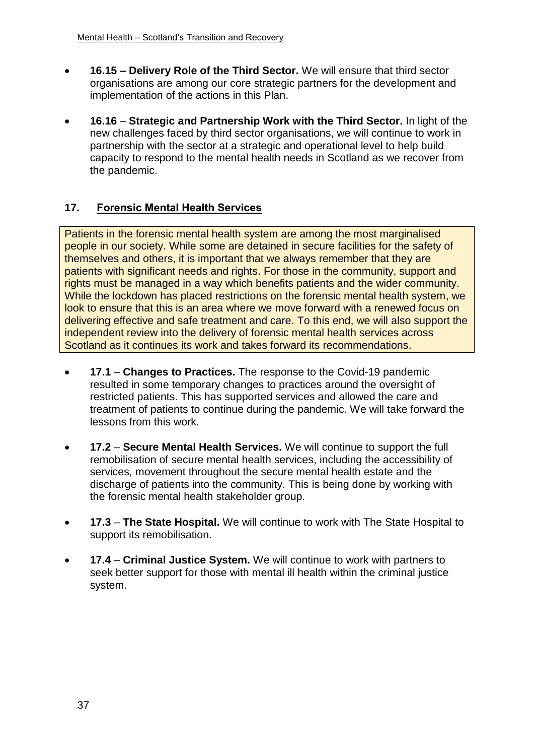- **16.15 – Delivery Role of the Third Sector.** We will ensure that third sector organisations are among our core strategic partners for the development and implementation of the actions in this Plan.

- **16.16** – **Strategic and Partnership Work with the Third Sector.** In light of the new challenges faced by third sector organisations, we will continue to work in partnership with the sector at a strategic and operational level to help build capacity to respond to the mental health needs in Scotland as we recover from the pandemic.

## 17. Forensic Mental Health Services

Patients in the forensic mental health system are among the most marginalised people in our society. While some are detained in secure facilities for the safety of themselves and others, it is important that we always remember that they are patients with significant needs and rights. For those in the community, support and rights must be managed in a way which benefits patients and the wider community. While the lockdown has placed restrictions on the forensic mental health system, we look to ensure that this is an area where we move forward with a renewed focus on delivering effective and safe treatment and care. To this end, we will also support the independent review into the delivery of forensic mental health services across Scotland as it continues its work and takes forward its recommendations.

- **17.1** – **Changes to Practices.** The response to the Covid-19 pandemic resulted in some temporary changes to practices around the oversight of restricted patients. This has supported services and allowed the care and treatment of patients to continue during the pandemic. We will take forward the lessons from this work.

- **17.2** – **Secure Mental Health Services.** We will continue to support the full remobilisation of secure mental health services, including the accessibility of services, movement throughout the secure mental health estate and the discharge of patients into the community. This is being done by working with the forensic mental health stakeholder group.

- **17.3** – **The State Hospital.** We will continue to work with The State Hospital to support its remobilisation.

- **17.4** – **Criminal Justice System.** We will continue to work with partners to seek better support for those with mental ill health within the criminal justice system.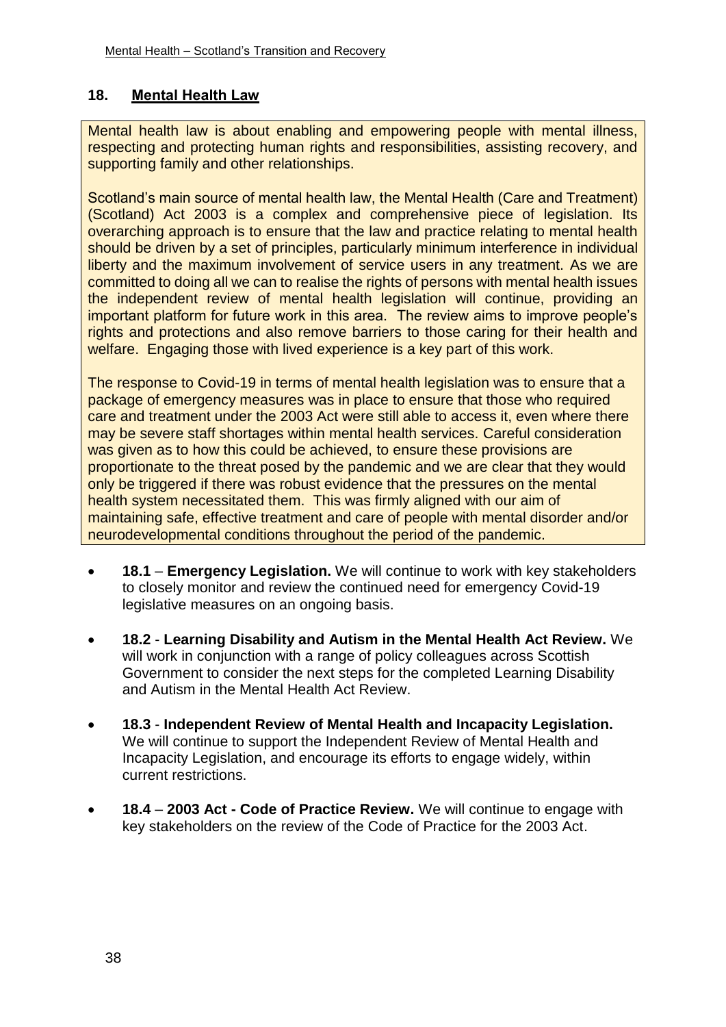## 18. Mental Health Law

Mental health law is about enabling and empowering people with mental illness, respecting and protecting human rights and responsibilities, assisting recovery, and supporting family and other relationships.

Scotland's main source of mental health law, the Mental Health (Care and Treatment) (Scotland) Act 2003 is a complex and comprehensive piece of legislation. Its overarching approach is to ensure that the law and practice relating to mental health should be driven by a set of principles, particularly minimum interference in individual liberty and the maximum involvement of service users in any treatment. As we are committed to doing all we can to realise the rights of persons with mental health issues the independent review of mental health legislation will continue, providing an important platform for future work in this area. The review aims to improve people's rights and protections and also remove barriers to those caring for their health and welfare. Engaging those with lived experience is a key part of this work.

The response to Covid-19 in terms of mental health legislation was to ensure that a package of emergency measures was in place to ensure that those who required care and treatment under the 2003 Act were still able to access it, even where there may be severe staff shortages within mental health services. Careful consideration was given as to how this could be achieved, to ensure these provisions are proportionate to the threat posed by the pandemic and we are clear that they would only be triggered if there was robust evidence that the pressures on the mental health system necessitated them. This was firmly aligned with our aim of maintaining safe, effective treatment and care of people with mental disorder and/or neurodevelopmental conditions throughout the period of the pandemic.

- **18.1** – **Emergency Legislation.** We will continue to work with key stakeholders to closely monitor and review the continued need for emergency Covid-19 legislative measures on an ongoing basis.
- **18.2** - **Learning Disability and Autism in the Mental Health Act Review.** We will work in conjunction with a range of policy colleagues across Scottish Government to consider the next steps for the completed Learning Disability and Autism in the Mental Health Act Review.
- **18.3** - **Independent Review of Mental Health and Incapacity Legislation.** We will continue to support the Independent Review of Mental Health and Incapacity Legislation, and encourage its efforts to engage widely, within current restrictions.
- **18.4** – **2003 Act - Code of Practice Review.** We will continue to engage with key stakeholders on the review of the Code of Practice for the 2003 Act.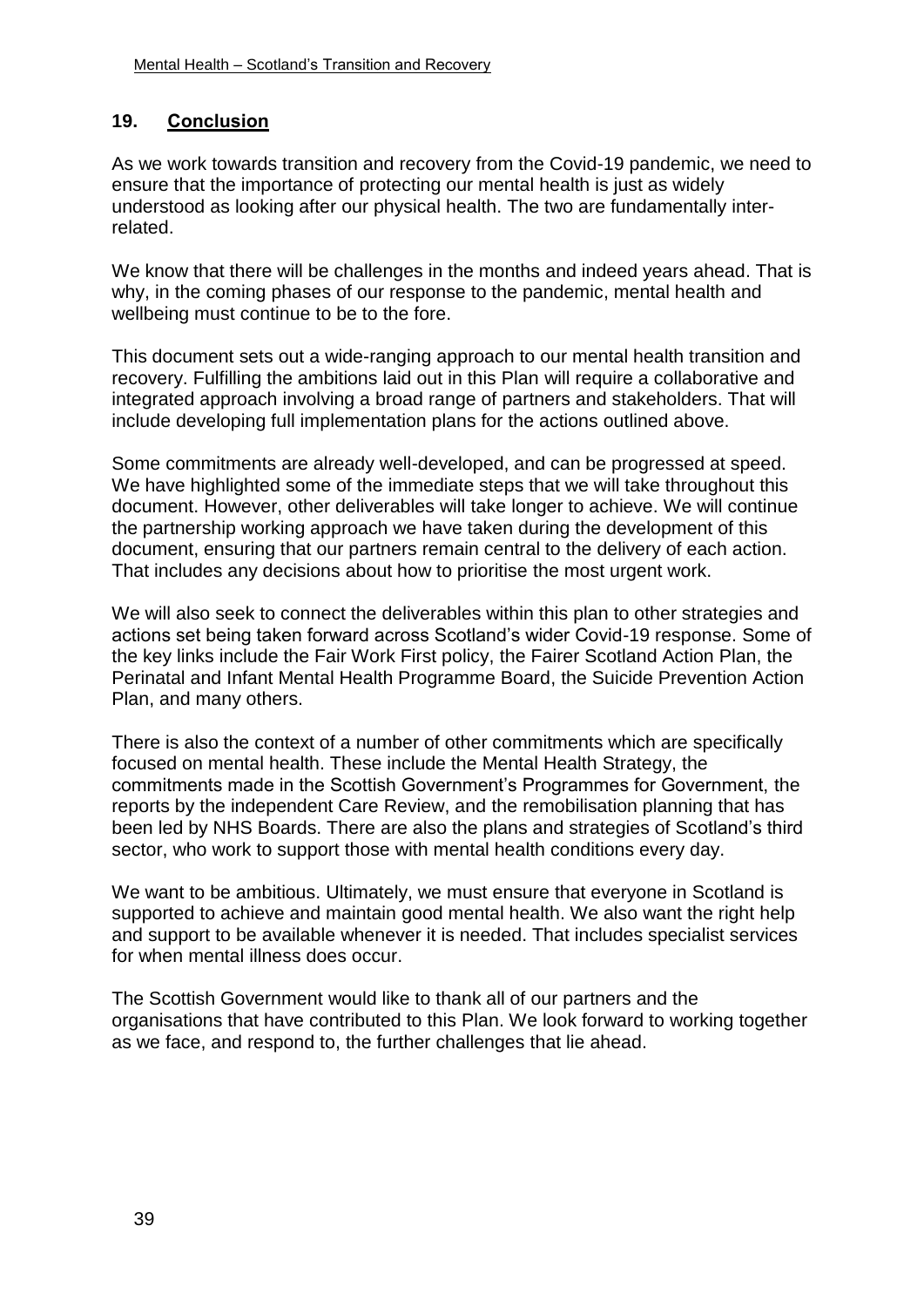## 19. Conclusion

As we work towards transition and recovery from the Covid-19 pandemic, we need to ensure that the importance of protecting our mental health is just as widely understood as looking after our physical health. The two are fundamentally inter-related.

We know that there will be challenges in the months and indeed years ahead. That is why, in the coming phases of our response to the pandemic, mental health and wellbeing must continue to be to the fore.

This document sets out a wide-ranging approach to our mental health transition and recovery. Fulfilling the ambitions laid out in this Plan will require a collaborative and integrated approach involving a broad range of partners and stakeholders. That will include developing full implementation plans for the actions outlined above.

Some commitments are already well-developed, and can be progressed at speed. We have highlighted some of the immediate steps that we will take throughout this document. However, other deliverables will take longer to achieve. We will continue the partnership working approach we have taken during the development of this document, ensuring that our partners remain central to the delivery of each action. That includes any decisions about how to prioritise the most urgent work.

We will also seek to connect the deliverables within this plan to other strategies and actions set being taken forward across Scotland's wider Covid-19 response. Some of the key links include the Fair Work First policy, the Fairer Scotland Action Plan, the Perinatal and Infant Mental Health Programme Board, the Suicide Prevention Action Plan, and many others.

There is also the context of a number of other commitments which are specifically focused on mental health. These include the Mental Health Strategy, the commitments made in the Scottish Government's Programmes for Government, the reports by the independent Care Review, and the remobilisation planning that has been led by NHS Boards. There are also the plans and strategies of Scotland's third sector, who work to support those with mental health conditions every day.

We want to be ambitious. Ultimately, we must ensure that everyone in Scotland is supported to achieve and maintain good mental health. We also want the right help and support to be available whenever it is needed. That includes specialist services for when mental illness does occur.

The Scottish Government would like to thank all of our partners and the organisations that have contributed to this Plan. We look forward to working together as we face, and respond to, the further challenges that lie ahead.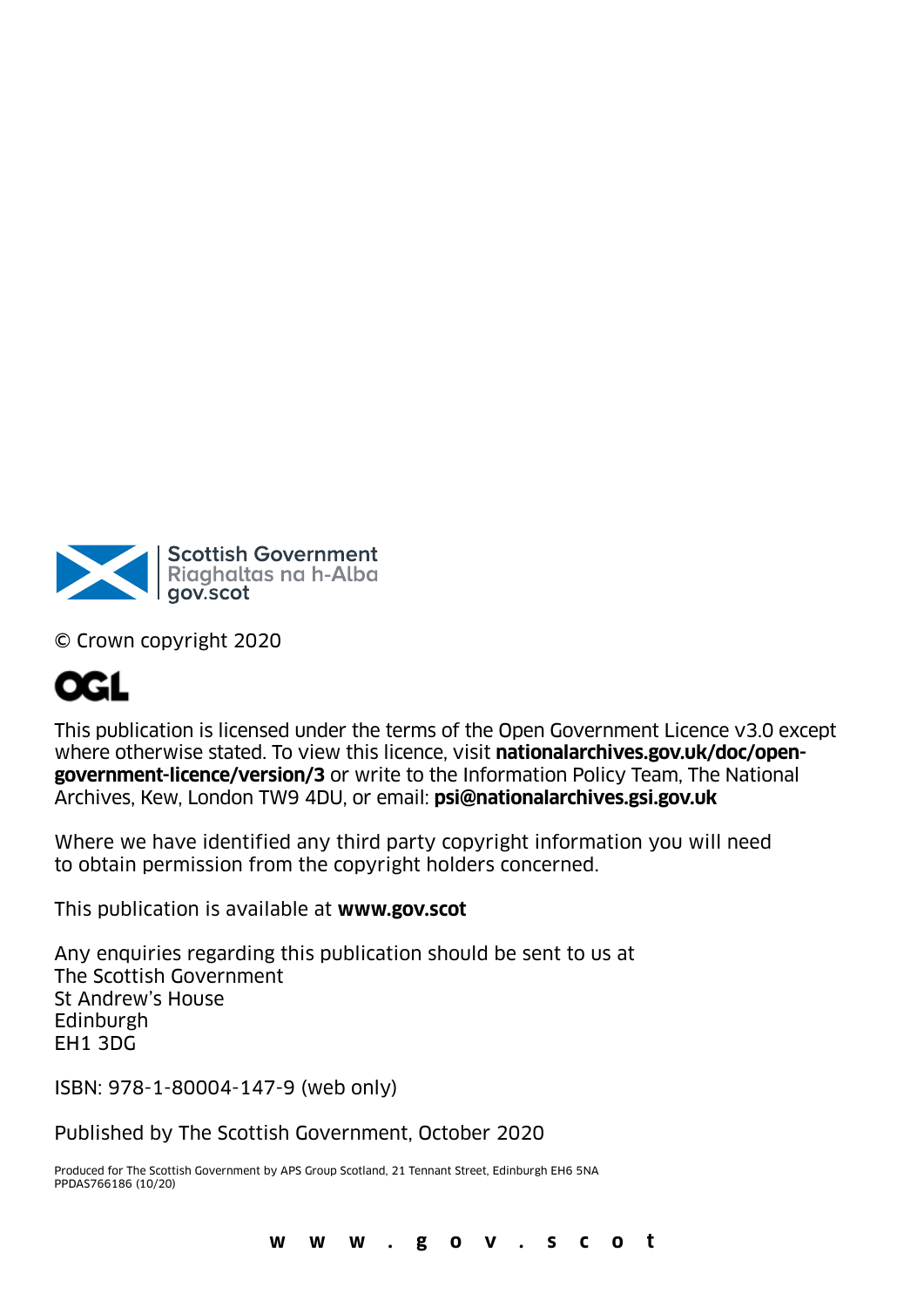Scottish Government
Riaghaltas na h-Alba
gov.scot

© Crown copyright 2020

OGL

This publication is licensed under the terms of the Open Government Licence v3.0 except where otherwise stated. To view this licence, visit **nationalarchives.gov.uk/doc/open-government-licence/version/3** or write to the Information Policy Team, The National Archives, Kew, London TW9 4DU, or email: **psi@nationalarchives.gsi.gov.uk**

Where we have identified any third party copyright information you will need to obtain permission from the copyright holders concerned.

This publication is available at **www.gov.scot**

Any enquiries regarding this publication should be sent to us at
The Scottish Government
St Andrew's House
Edinburgh
EH1 3DG

ISBN: 978-1-80004-147-9 (web only)

Published by The Scottish Government, October 2020

Produced for The Scottish Government by APS Group Scotland, 21 Tennant Street, Edinburgh EH6 5NA
PPDAS766186 (10/20)

**w w w . g o v . s c o t**